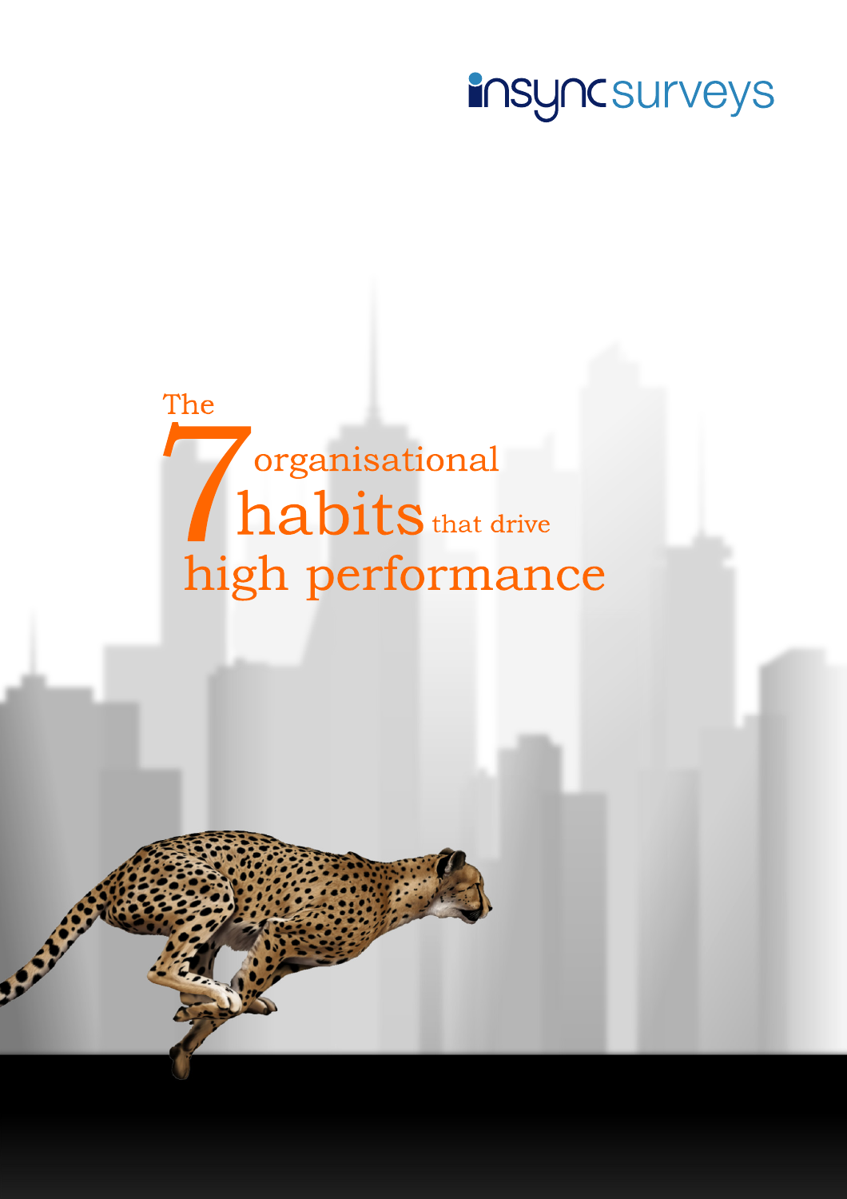insyncsurveys

# The 7 organisational habits that drive high performance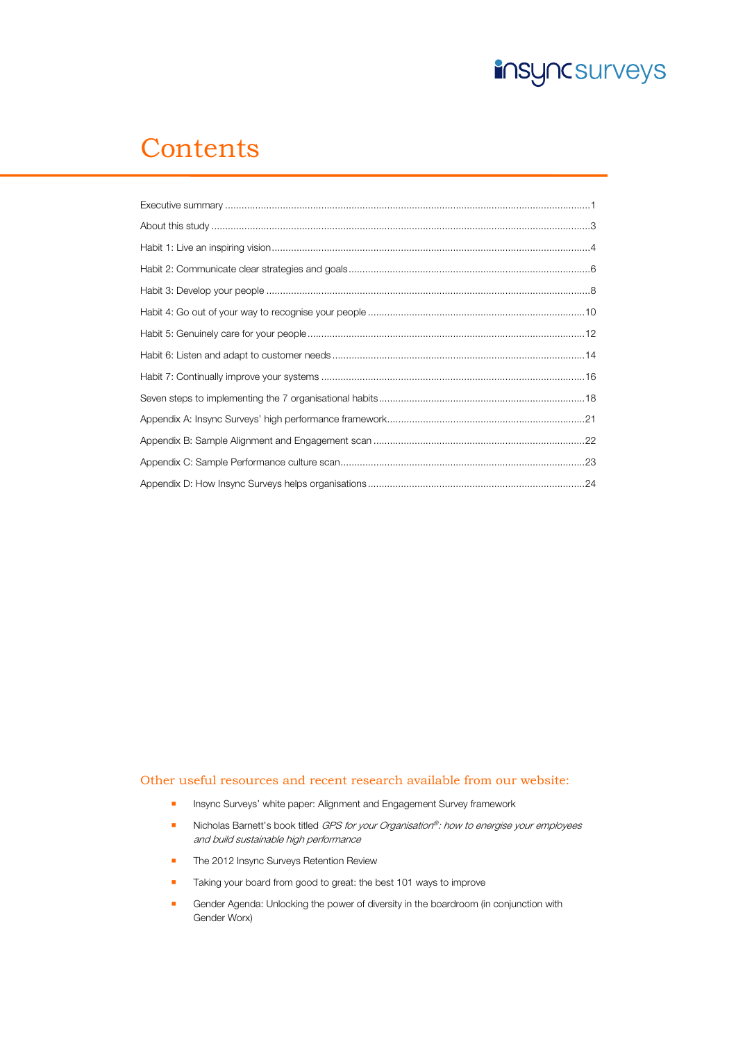# Contents

| | |
|---|---|
| Executive summary | 1 |
| About this study | 3 |
| Habit 1: Live an inspiring vision | 4 |
| Habit 2: Communicate clear strategies and goals | 6 |
| Habit 3: Develop your people | 8 |
| Habit 4: Go out of your way to recognise your people | 10 |
| Habit 5: Genuinely care for your people | 12 |
| Habit 6: Listen and adapt to customer needs | 14 |
| Habit 7: Continually improve your systems | 16 |
| Seven steps to implementing the 7 organisational habits | 18 |
| Appendix A: Insync Surveys' high performance framework | 21 |
| Appendix B: Sample Alignment and Engagement scan | 22 |
| Appendix C: Sample Performance culture scan | 23 |
| Appendix D: How Insync Surveys helps organisations | 24 |

## Other useful resources and recent research available from our website:

- Insync Surveys' white paper: Alignment and Engagement Survey framework
- Nicholas Barnett's book titled *GPS for your Organisation®: how to energise your employees and build sustainable high performance*
- The 2012 Insync Surveys Retention Review
- Taking your board from good to great: the best 101 ways to improve
- Gender Agenda: Unlocking the power of diversity in the boardroom (in conjunction with Gender Worx)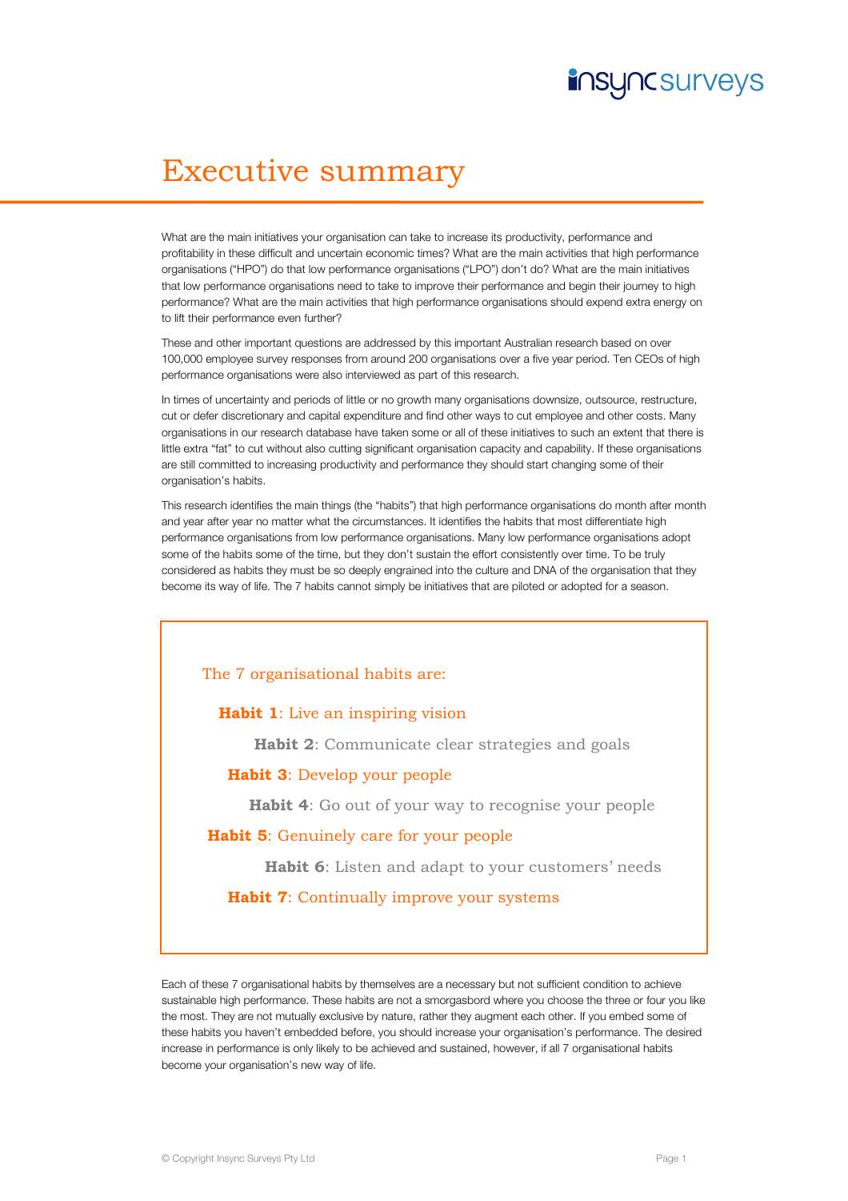# Executive summary

What are the main initiatives your organisation can take to increase its productivity, performance and profitability in these difficult and uncertain economic times? What are the main activities that high performance organisations ("HPO") do that low performance organisations ("LPO") don't do? What are the main initiatives that low performance organisations need to take to improve their performance and begin their journey to high performance? What are the main activities that high performance organisations should expend extra energy on to lift their performance even further?

These and other important questions are addressed by this important Australian research based on over 100,000 employee survey responses from around 200 organisations over a five year period. Ten CEOs of high performance organisations were also interviewed as part of this research.

In times of uncertainty and periods of little or no growth many organisations downsize, outsource, restructure, cut or defer discretionary and capital expenditure and find other ways to cut employee and other costs. Many organisations in our research database have taken some or all of these initiatives to such an extent that there is little extra "fat" to cut without also cutting significant organisation capacity and capability. If these organisations are still committed to increasing productivity and performance they should start changing some of their organisation's habits.

This research identifies the main things (the "habits") that high performance organisations do month after month and year after year no matter what the circumstances. It identifies the habits that most differentiate high performance organisations from low performance organisations. Many low performance organisations adopt some of the habits some of the time, but they don't sustain the effort consistently over time. To be truly considered as habits they must be so deeply engrained into the culture and DNA of the organisation that they become its way of life. The 7 habits cannot simply be initiatives that are piloted or adopted for a season.

The 7 organisational habits are:

- **Habit 1**: Live an inspiring vision
- **Habit 2**: Communicate clear strategies and goals
- **Habit 3**: Develop your people
- **Habit 4**: Go out of your way to recognise your people
- **Habit 5**: Genuinely care for your people
- **Habit 6**: Listen and adapt to your customers' needs
- **Habit 7**: Continually improve your systems

Each of these 7 organisational habits by themselves are a necessary but not sufficient condition to achieve sustainable high performance. These habits are not a smorgasbord where you choose the three or four you like the most. They are not mutually exclusive by nature, rather they augment each other. If you embed some of these habits you haven't embedded before, you should increase your organisation's performance. The desired increase in performance is only likely to be achieved and sustained, however, if all 7 organisational habits become your organisation's new way of life.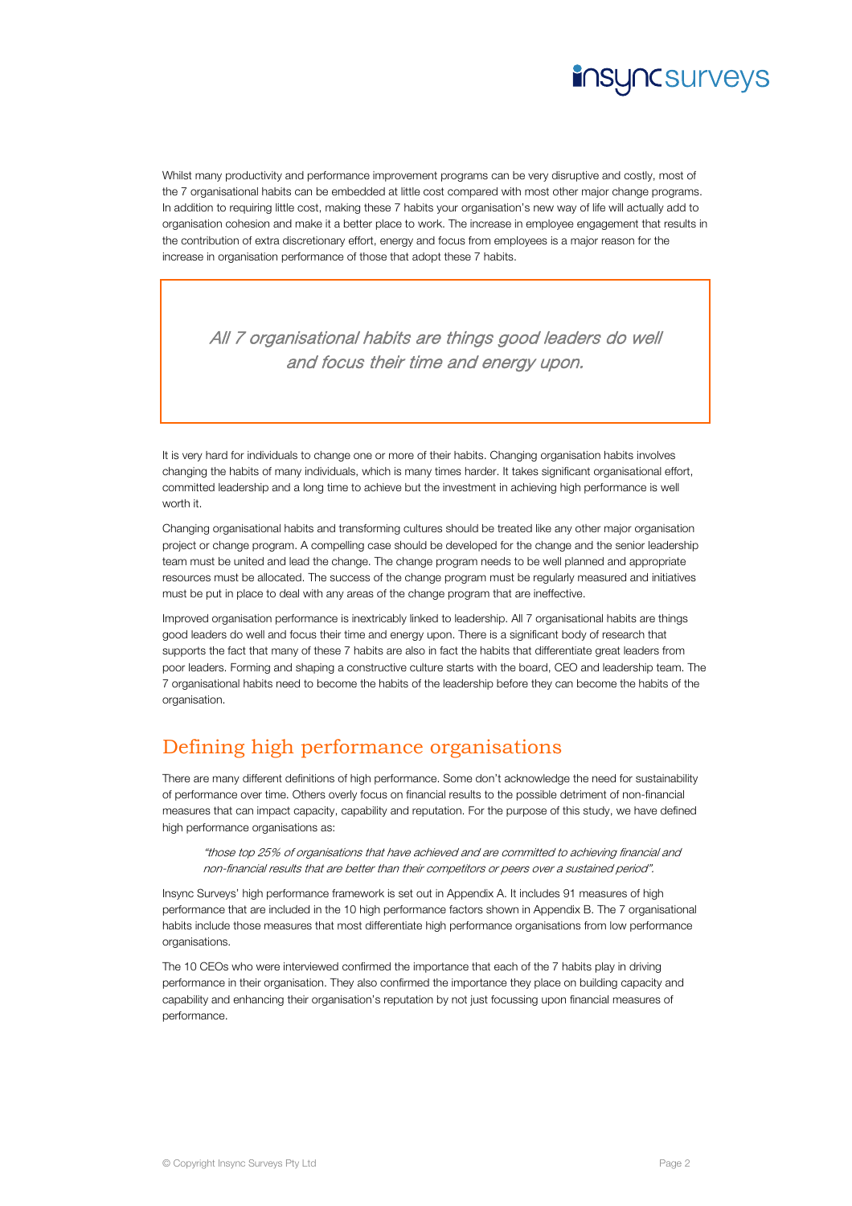Whilst many productivity and performance improvement programs can be very disruptive and costly, most of the 7 organisational habits can be embedded at little cost compared with most other major change programs. In addition to requiring little cost, making these 7 habits your organisation's new way of life will actually add to organisation cohesion and make it a better place to work. The increase in employee engagement that results in the contribution of extra discretionary effort, energy and focus from employees is a major reason for the increase in organisation performance of those that adopt these 7 habits.

> *All 7 organisational habits are things good leaders do well and focus their time and energy upon.*

It is very hard for individuals to change one or more of their habits. Changing organisation habits involves changing the habits of many individuals, which is many times harder. It takes significant organisational effort, committed leadership and a long time to achieve but the investment in achieving high performance is well worth it.

Changing organisational habits and transforming cultures should be treated like any other major organisation project or change program. A compelling case should be developed for the change and the senior leadership team must be united and lead the change. The change program needs to be well planned and appropriate resources must be allocated. The success of the change program must be regularly measured and initiatives must be put in place to deal with any areas of the change program that are ineffective.

Improved organisation performance is inextricably linked to leadership. All 7 organisational habits are things good leaders do well and focus their time and energy upon. There is a significant body of research that supports the fact that many of these 7 habits are also in fact the habits that differentiate great leaders from poor leaders. Forming and shaping a constructive culture starts with the board, CEO and leadership team. The 7 organisational habits need to become the habits of the leadership before they can become the habits of the organisation.

## Defining high performance organisations

There are many different definitions of high performance. Some don't acknowledge the need for sustainability of performance over time. Others overly focus on financial results to the possible detriment of non-financial measures that can impact capacity, capability and reputation. For the purpose of this study, we have defined high performance organisations as:

> *"those top 25% of organisations that have achieved and are committed to achieving financial and non-financial results that are better than their competitors or peers over a sustained period".*

Insync Surveys' high performance framework is set out in Appendix A. It includes 91 measures of high performance that are included in the 10 high performance factors shown in Appendix B. The 7 organisational habits include those measures that most differentiate high performance organisations from low performance organisations.

The 10 CEOs who were interviewed confirmed the importance that each of the 7 habits play in driving performance in their organisation. They also confirmed the importance they place on building capacity and capability and enhancing their organisation's reputation by not just focussing upon financial measures of performance.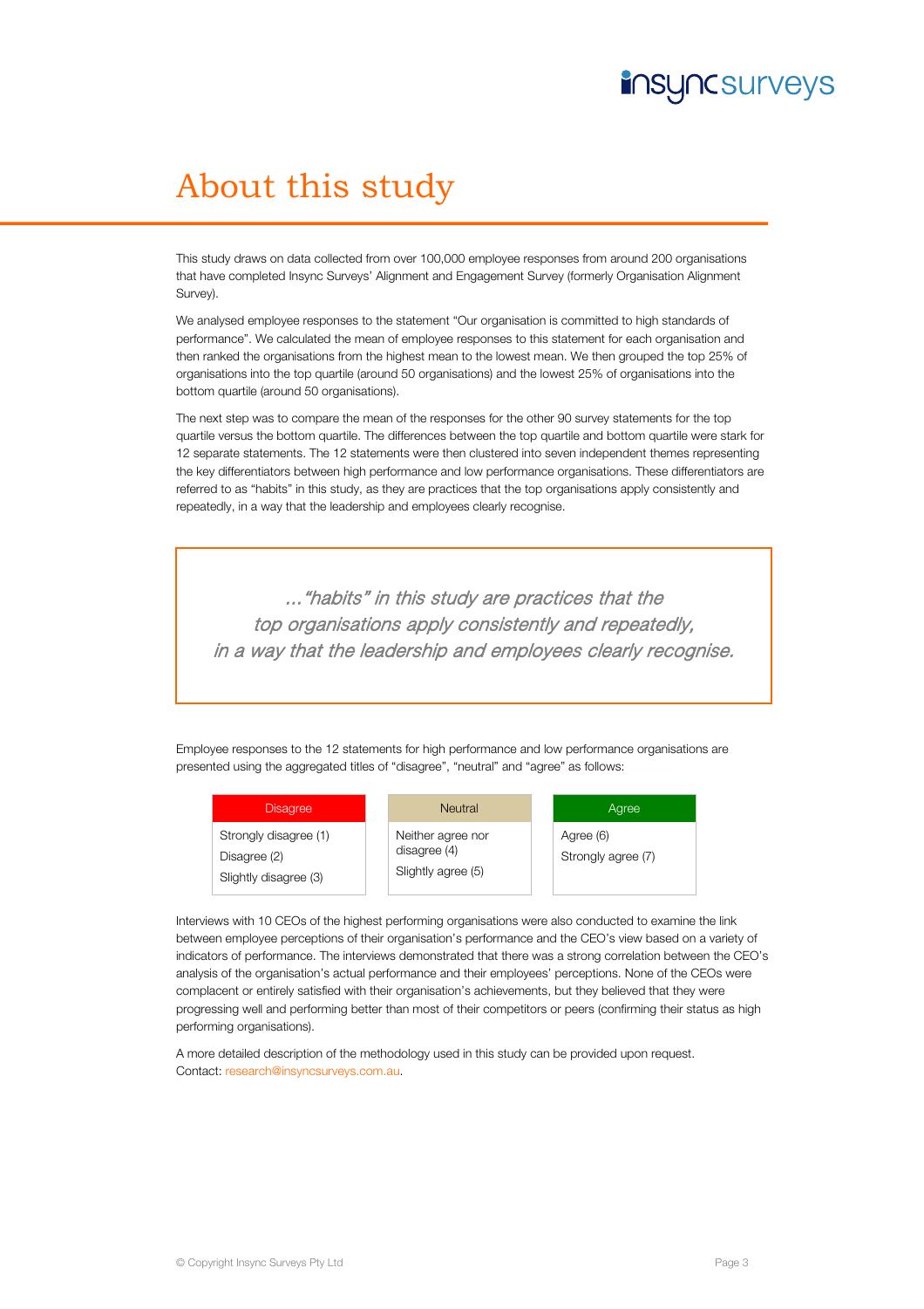# About this study

This study draws on data collected from over 100,000 employee responses from around 200 organisations that have completed Insync Surveys' Alignment and Engagement Survey (formerly Organisation Alignment Survey).

We analysed employee responses to the statement "Our organisation is committed to high standards of performance". We calculated the mean of employee responses to this statement for each organisation and then ranked the organisations from the highest mean to the lowest mean. We then grouped the top 25% of organisations into the top quartile (around 50 organisations) and the lowest 25% of organisations into the bottom quartile (around 50 organisations).

The next step was to compare the mean of the responses for the other 90 survey statements for the top quartile versus the bottom quartile. The differences between the top quartile and bottom quartile were stark for 12 separate statements. The 12 statements were then clustered into seven independent themes representing the key differentiators between high performance and low performance organisations. These differentiators are referred to as "habits" in this study, as they are practices that the top organisations apply consistently and repeatedly, in a way that the leadership and employees clearly recognise.

> *..."habits" in this study are practices that the top organisations apply consistently and repeatedly, in a way that the leadership and employees clearly recognise.*

Employee responses to the 12 statements for high performance and low performance organisations are presented using the aggregated titles of "disagree", "neutral" and "agree" as follows:

| Disagree | Neutral | Agree |
|---|---|---|
| Strongly disagree (1)<br>Disagree (2)<br>Slightly disagree (3) | Neither agree nor disagree (4)<br>Slightly agree (5) | Agree (6)<br>Strongly agree (7) |

Interviews with 10 CEOs of the highest performing organisations were also conducted to examine the link between employee perceptions of their organisation's performance and the CEO's view based on a variety of indicators of performance. The interviews demonstrated that there was a strong correlation between the CEO's analysis of the organisation's actual performance and their employees' perceptions. None of the CEOs were complacent or entirely satisfied with their organisation's achievements, but they believed that they were progressing well and performing better than most of their competitors or peers (confirming their status as high performing organisations).

A more detailed description of the methodology used in this study can be provided upon request. Contact: research@insyncsurveys.com.au.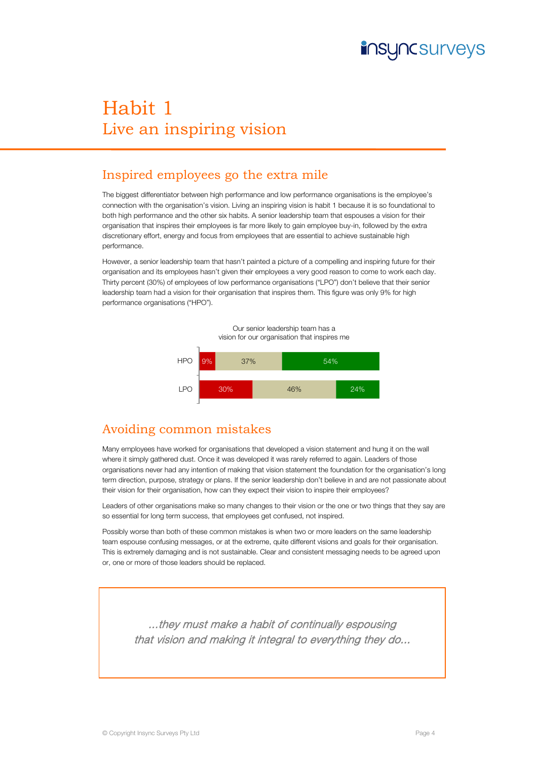# Habit 1
## Live an inspiring vision

### Inspired employees go the extra mile

The biggest differentiator between high performance and low performance organisations is the employee's connection with the organisation's vision. Living an inspiring vision is habit 1 because it is so foundational to both high performance and the other six habits. A senior leadership team that espouses a vision for their organisation that inspires their employees is far more likely to gain employee buy-in, followed by the extra discretionary effort, energy and focus from employees that are essential to achieve sustainable high performance.

However, a senior leadership team that hasn't painted a picture of a compelling and inspiring future for their organisation and its employees hasn't given their employees a very good reason to come to work each day. Thirty percent (30%) of employees of low performance organisations ("LPO") don't believe that their senior leadership team had a vision for their organisation that inspires them. This figure was only 9% for high performance organisations ("HPO").

Our senior leadership team has a vision for our organisation that inspires me

| | | | |
|---|---|---|---|
| HPO | 9% | 37% | 54% |
| LPO | 30% | 46% | 24% |

### Avoiding common mistakes

Many employees have worked for organisations that developed a vision statement and hung it on the wall where it simply gathered dust. Once it was developed it was rarely referred to again. Leaders of those organisations never had any intention of making that vision statement the foundation for the organisation's long term direction, purpose, strategy or plans. If the senior leadership don't believe in and are not passionate about their vision for their organisation, how can they expect their vision to inspire their employees?

Leaders of other organisations make so many changes to their vision or the one or two things that they say are so essential for long term success, that employees get confused, not inspired.

Possibly worse than both of these common mistakes is when two or more leaders on the same leadership team espouse confusing messages, or at the extreme, quite different visions and goals for their organisation. This is extremely damaging and is not sustainable. Clear and consistent messaging needs to be agreed upon or, one or more of those leaders should be replaced.

*...they must make a habit of continually espousing that vision and making it integral to everything they do...*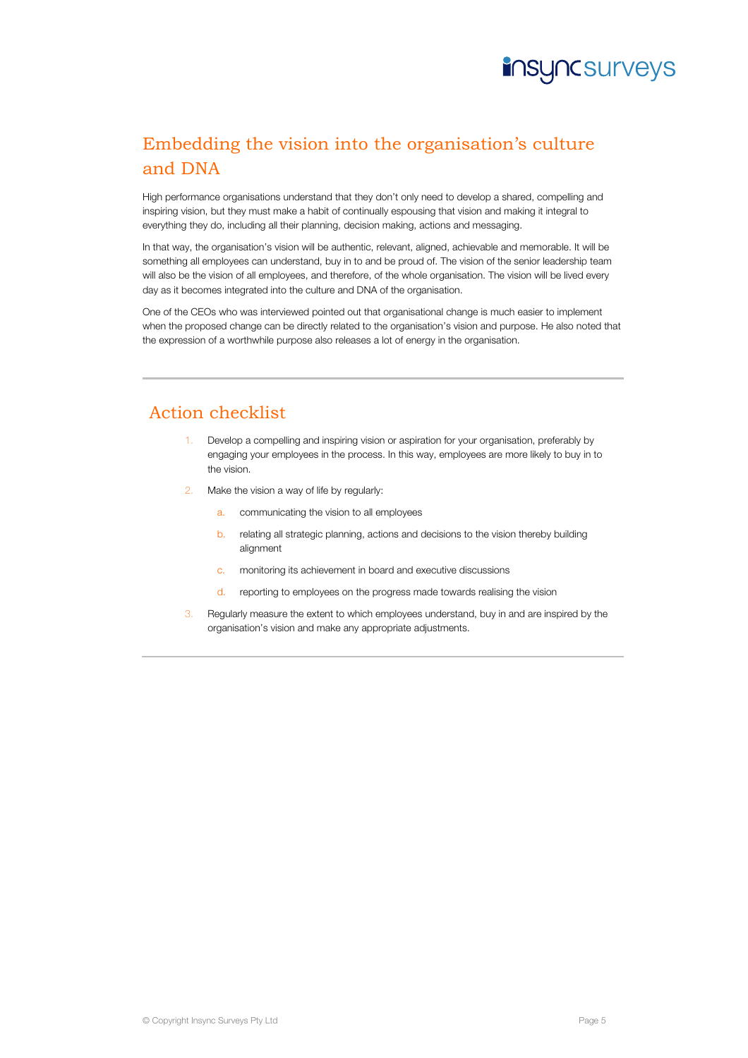## Embedding the vision into the organisation's culture and DNA

High performance organisations understand that they don't only need to develop a shared, compelling and inspiring vision, but they must make a habit of continually espousing that vision and making it integral to everything they do, including all their planning, decision making, actions and messaging.

In that way, the organisation's vision will be authentic, relevant, aligned, achievable and memorable. It will be something all employees can understand, buy in to and be proud of. The vision of the senior leadership team will also be the vision of all employees, and therefore, of the whole organisation. The vision will be lived every day as it becomes integrated into the culture and DNA of the organisation.

One of the CEOs who was interviewed pointed out that organisational change is much easier to implement when the proposed change can be directly related to the organisation's vision and purpose. He also noted that the expression of a worthwhile purpose also releases a lot of energy in the organisation.

---

## Action checklist

1. Develop a compelling and inspiring vision or aspiration for your organisation, preferably by engaging your employees in the process. In this way, employees are more likely to buy in to the vision.
2. Make the vision a way of life by regularly:
   a. communicating the vision to all employees
   b. relating all strategic planning, actions and decisions to the vision thereby building alignment
   c. monitoring its achievement in board and executive discussions
   d. reporting to employees on the progress made towards realising the vision
3. Regularly measure the extent to which employees understand, buy in and are inspired by the organisation's vision and make any appropriate adjustments.

---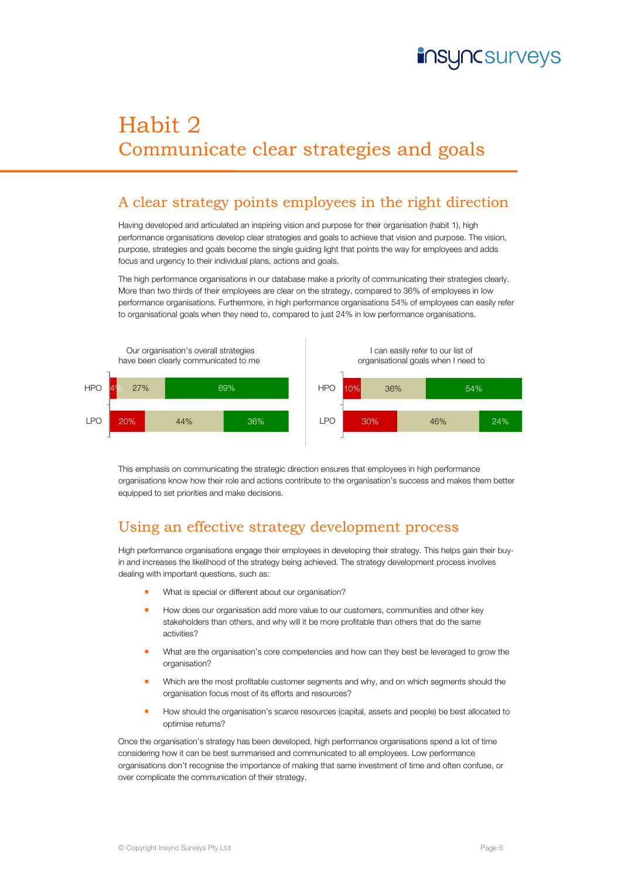# Habit 2
## Communicate clear strategies and goals

### A clear strategy points employees in the right direction

Having developed and articulated an inspiring vision and purpose for their organisation (habit 1), high performance organisations develop clear strategies and goals to achieve that vision and purpose. The vision, purpose, strategies and goals become the single guiding light that points the way for employees and adds focus and urgency to their individual plans, actions and goals.

The high performance organisations in our database make a priority of communicating their strategies clearly. More than two thirds of their employees are clear on the strategy, compared to 36% of employees in low performance organisations. Furthermore, in high performance organisations 54% of employees can easily refer to organisational goals when they need to, compared to just 24% in low performance organisations.

Our organisation's overall strategies have been clearly communicated to me

| | | | |
|---|---|---|---|
| HPO | 4% | 27% | 69% |
| LPO | 20% | 44% | 36% |

I can easily refer to our list of organisational goals when I need to

| | | | |
|---|---|---|---|
| HPO | 10% | 36% | 54% |
| LPO | 30% | 46% | 24% |

This emphasis on communicating the strategic direction ensures that employees in high performance organisations know how their role and actions contribute to the organisation's success and makes them better equipped to set priorities and make decisions.

### Using an effective strategy development process

High performance organisations engage their employees in developing their strategy. This helps gain their buy-in and increases the likelihood of the strategy being achieved. The strategy development process involves dealing with important questions, such as:

- What is special or different about our organisation?
- How does our organisation add more value to our customers, communities and other key stakeholders than others, and why will it be more profitable than others that do the same activities?
- What are the organisation's core competencies and how can they best be leveraged to grow the organisation?
- Which are the most profitable customer segments and why, and on which segments should the organisation focus most of its efforts and resources?
- How should the organisation's scarce resources (capital, assets and people) be best allocated to optimise returns?

Once the organisation's strategy has been developed, high performance organisations spend a lot of time considering how it can be best summarised and communicated to all employees. Low performance organisations don't recognise the importance of making that same investment of time and often confuse, or over complicate the communication of their strategy.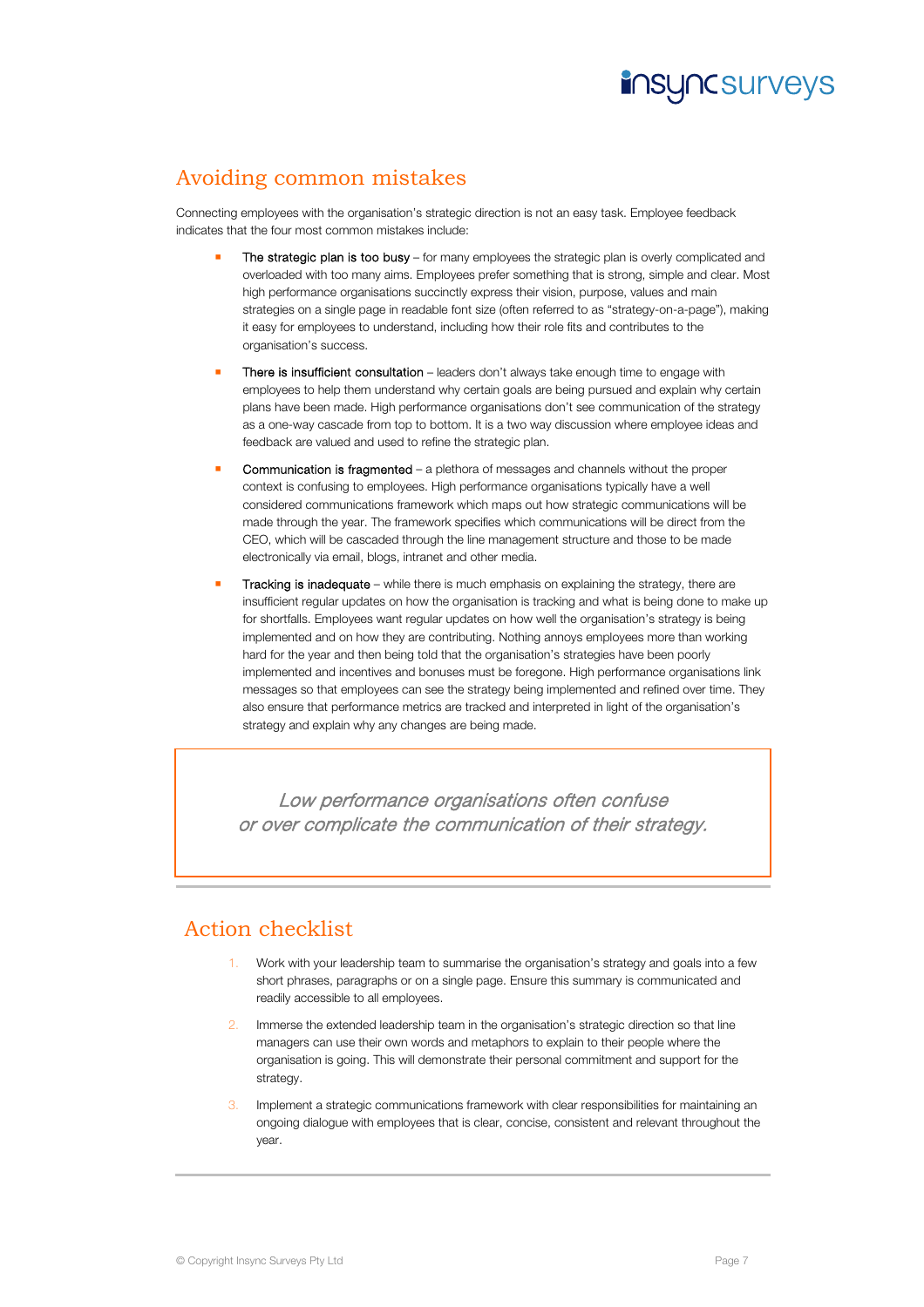## Avoiding common mistakes

Connecting employees with the organisation's strategic direction is not an easy task. Employee feedback indicates that the four most common mistakes include:

- The strategic plan is too busy – for many employees the strategic plan is overly complicated and overloaded with too many aims. Employees prefer something that is strong, simple and clear. Most high performance organisations succinctly express their vision, purpose, values and main strategies on a single page in readable font size (often referred to as "strategy-on-a-page"), making it easy for employees to understand, including how their role fits and contributes to the organisation's success.

- There is insufficient consultation – leaders don't always take enough time to engage with employees to help them understand why certain goals are being pursued and explain why certain plans have been made. High performance organisations don't see communication of the strategy as a one-way cascade from top to bottom. It is a two way discussion where employee ideas and feedback are valued and used to refine the strategic plan.

- Communication is fragmented – a plethora of messages and channels without the proper context is confusing to employees. High performance organisations typically have a well considered communications framework which maps out how strategic communications will be made through the year. The framework specifies which communications will be direct from the CEO, which will be cascaded through the line management structure and those to be made electronically via email, blogs, intranet and other media.

- Tracking is inadequate – while there is much emphasis on explaining the strategy, there are insufficient regular updates on how the organisation is tracking and what is being done to make up for shortfalls. Employees want regular updates on how well the organisation's strategy is being implemented and on how they are contributing. Nothing annoys employees more than working hard for the year and then being told that the organisation's strategies have been poorly implemented and incentives and bonuses must be foregone. High performance organisations link messages so that employees can see the strategy being implemented and refined over time. They also ensure that performance metrics are tracked and interpreted in light of the organisation's strategy and explain why any changes are being made.

> *Low performance organisations often confuse or over complicate the communication of their strategy.*

## Action checklist

1. Work with your leadership team to summarise the organisation's strategy and goals into a few short phrases, paragraphs or on a single page. Ensure this summary is communicated and readily accessible to all employees.
2. Immerse the extended leadership team in the organisation's strategic direction so that line managers can use their own words and metaphors to explain to their people where the organisation is going. This will demonstrate their personal commitment and support for the strategy.
3. Implement a strategic communications framework with clear responsibilities for maintaining an ongoing dialogue with employees that is clear, concise, consistent and relevant throughout the year.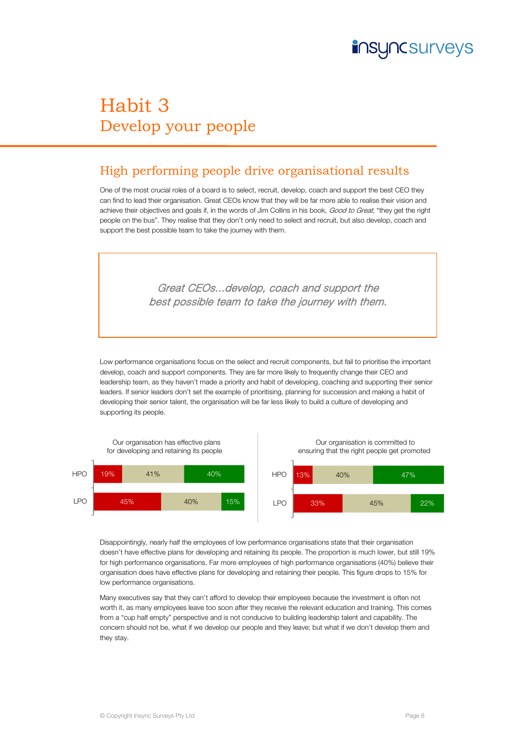# Habit 3
## Develop your people

### High performing people drive organisational results

One of the most crucial roles of a board is to select, recruit, develop, coach and support the best CEO they can find to lead their organisation. Great CEOs know that they will be far more able to realise their vision and achieve their objectives and goals if, in the words of Jim Collins in his book, *Good to Great*, "they get the right people on the bus". They realise that they don't only need to select and recruit, but also develop, coach and support the best possible team to take the journey with them.

> *Great CEOs...develop, coach and support the best possible team to take the journey with them.*

Low performance organisations focus on the select and recruit components, but fail to prioritise the important develop, coach and support components. They are far more likely to frequently change their CEO and leadership team, as they haven't made a priority and habit of developing, coaching and supporting their senior leaders. If senior leaders don't set the example of prioritising, planning for succession and making a habit of developing their senior talent, the organisation will be far less likely to build a culture of developing and supporting its people.

Our organisation has effective plans for developing and retaining its people

| | | | |
|---|---|---|---|
| HPO | 19% | 41% | 40% |
| LPO | 45% | 40% | 15% |

Our organisation is committed to ensuring that the right people get promoted

| | | | |
|---|---|---|---|
| HPO | 13% | 40% | 47% |
| LPO | 33% | 45% | 22% |

Disappointingly, nearly half the employees of low performance organisations state that their organisation doesn't have effective plans for developing and retaining its people. The proportion is much lower, but still 19% for high performance organisations. Far more employees of high performance organisations (40%) believe their organisation does have effective plans for developing and retaining their people. This figure drops to 15% for low performance organisations.

Many executives say that they can't afford to develop their employees because the investment is often not worth it, as many employees leave too soon after they receive the relevant education and training. This comes from a "cup half empty" perspective and is not conducive to building leadership talent and capability. The concern should not be, what if we develop our people and they leave; but what if we don't develop them and they stay.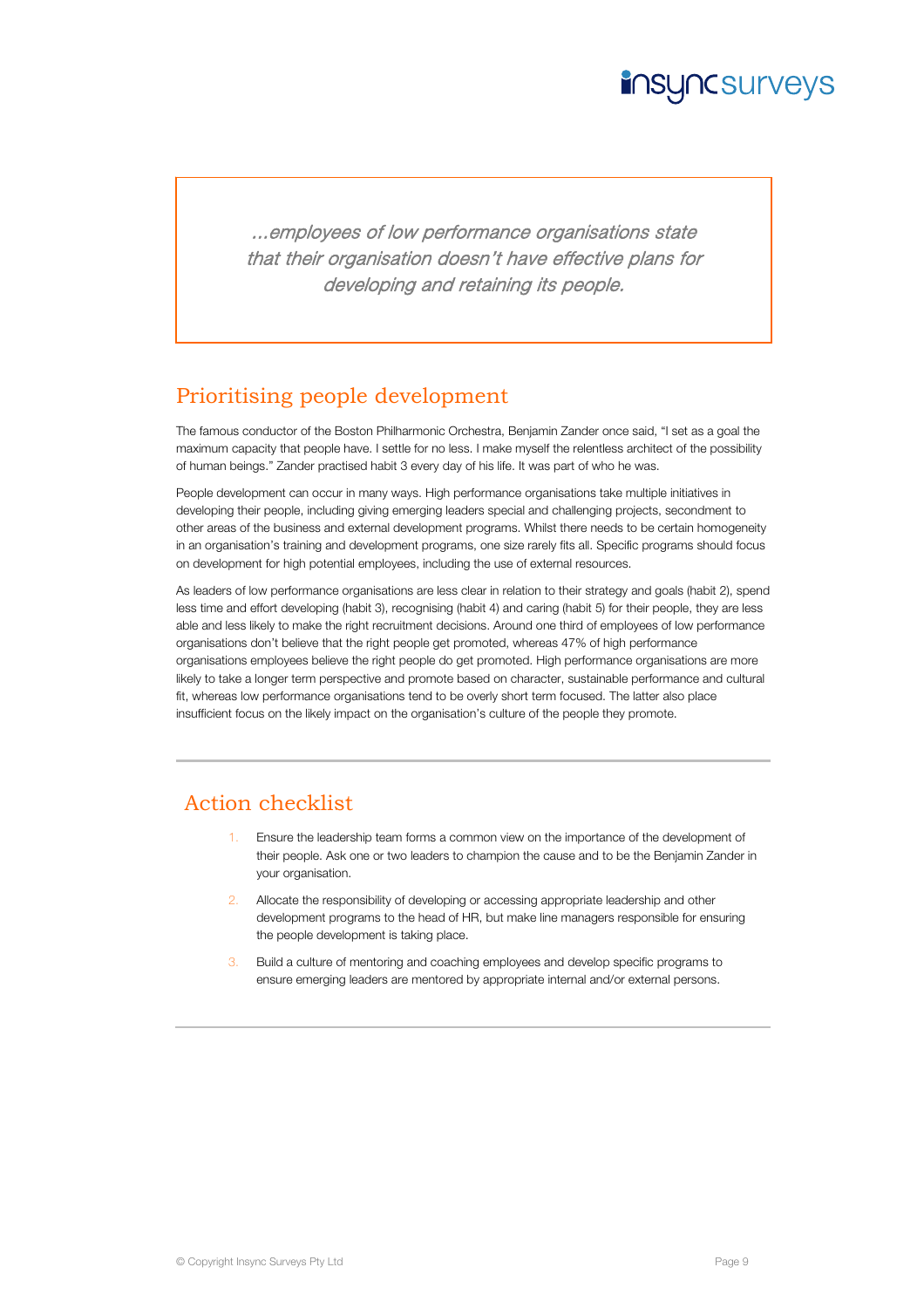*...employees of low performance organisations state that their organisation doesn't have effective plans for developing and retaining its people.*

## Prioritising people development

The famous conductor of the Boston Philharmonic Orchestra, Benjamin Zander once said, "I set as a goal the maximum capacity that people have. I settle for no less. I make myself the relentless architect of the possibility of human beings." Zander practised habit 3 every day of his life. It was part of who he was.

People development can occur in many ways. High performance organisations take multiple initiatives in developing their people, including giving emerging leaders special and challenging projects, secondment to other areas of the business and external development programs. Whilst there needs to be certain homogeneity in an organisation's training and development programs, one size rarely fits all. Specific programs should focus on development for high potential employees, including the use of external resources.

As leaders of low performance organisations are less clear in relation to their strategy and goals (habit 2), spend less time and effort developing (habit 3), recognising (habit 4) and caring (habit 5) for their people, they are less able and less likely to make the right recruitment decisions. Around one third of employees of low performance organisations don't believe that the right people get promoted, whereas 47% of high performance organisations employees believe the right people do get promoted. High performance organisations are more likely to take a longer term perspective and promote based on character, sustainable performance and cultural fit, whereas low performance organisations tend to be overly short term focused. The latter also place insufficient focus on the likely impact on the organisation's culture of the people they promote.

---

## Action checklist

1. Ensure the leadership team forms a common view on the importance of the development of their people. Ask one or two leaders to champion the cause and to be the Benjamin Zander in your organisation.
2. Allocate the responsibility of developing or accessing appropriate leadership and other development programs to the head of HR, but make line managers responsible for ensuring the people development is taking place.
3. Build a culture of mentoring and coaching employees and develop specific programs to ensure emerging leaders are mentored by appropriate internal and/or external persons.

---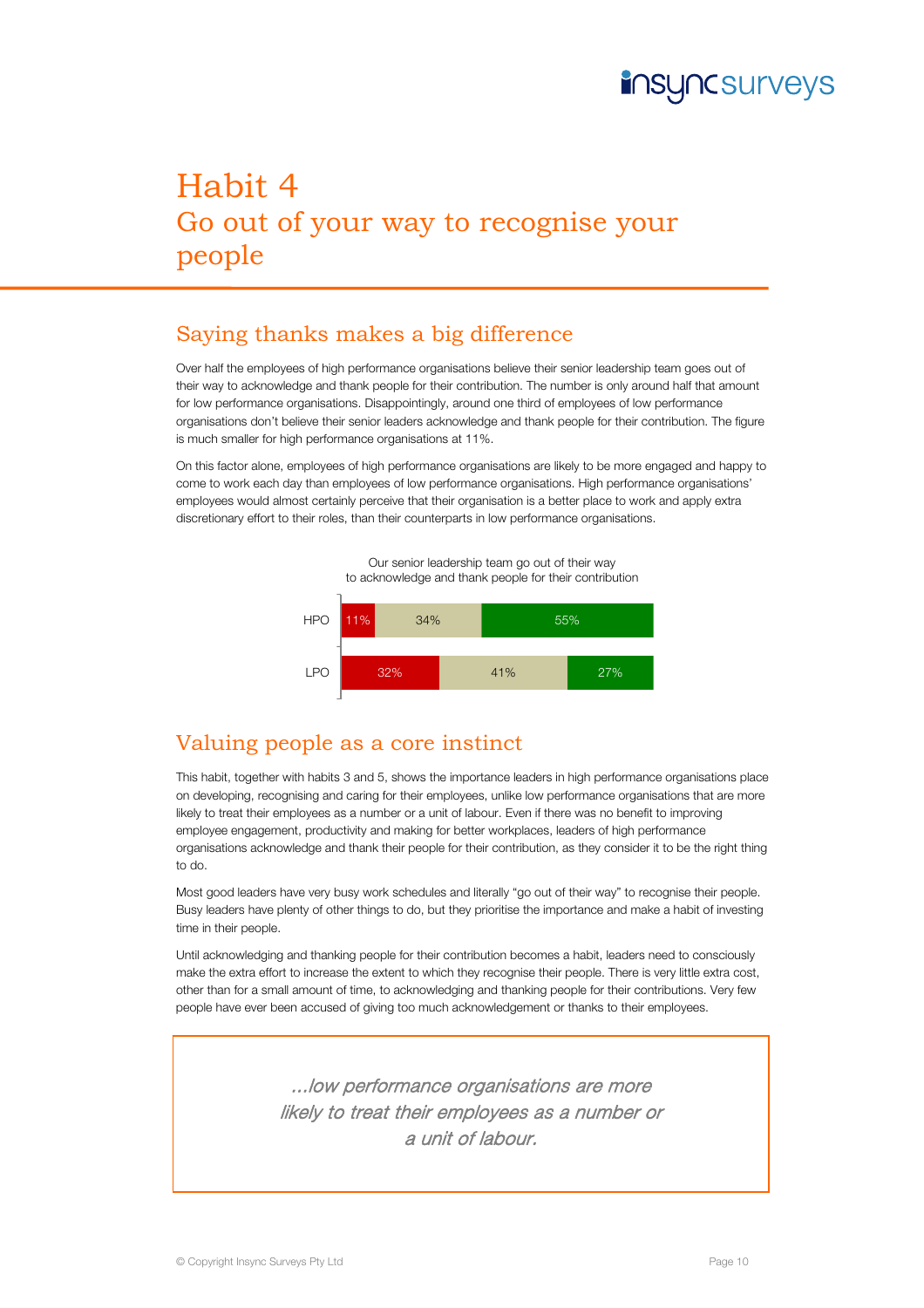# Habit 4
## Go out of your way to recognise your people

### Saying thanks makes a big difference

Over half the employees of high performance organisations believe their senior leadership team goes out of their way to acknowledge and thank people for their contribution. The number is only around half that amount for low performance organisations. Disappointingly, around one third of employees of low performance organisations don't believe their senior leaders acknowledge and thank people for their contribution. The figure is much smaller for high performance organisations at 11%.

On this factor alone, employees of high performance organisations are likely to be more engaged and happy to come to work each day than employees of low performance organisations. High performance organisations' employees would almost certainly perceive that their organisation is a better place to work and apply extra discretionary effort to their roles, than their counterparts in low performance organisations.

Our senior leadership team go out of their way to acknowledge and thank people for their contribution

| | | | |
|---|---|---|---|
| HPO | 11% | 34% | 55% |
| LPO | 32% | 41% | 27% |

### Valuing people as a core instinct

This habit, together with habits 3 and 5, shows the importance leaders in high performance organisations place on developing, recognising and caring for their employees, unlike low performance organisations that are more likely to treat their employees as a number or a unit of labour. Even if there was no benefit to improving employee engagement, productivity and making for better workplaces, leaders of high performance organisations acknowledge and thank their people for their contribution, as they consider it to be the right thing to do.

Most good leaders have very busy work schedules and literally "go out of their way" to recognise their people. Busy leaders have plenty of other things to do, but they prioritise the importance and make a habit of investing time in their people.

Until acknowledging and thanking people for their contribution becomes a habit, leaders need to consciously make the extra effort to increase the extent to which they recognise their people. There is very little extra cost, other than for a small amount of time, to acknowledging and thanking people for their contributions. Very few people have ever been accused of giving too much acknowledgement or thanks to their employees.

> *...low performance organisations are more likely to treat their employees as a number or a unit of labour.*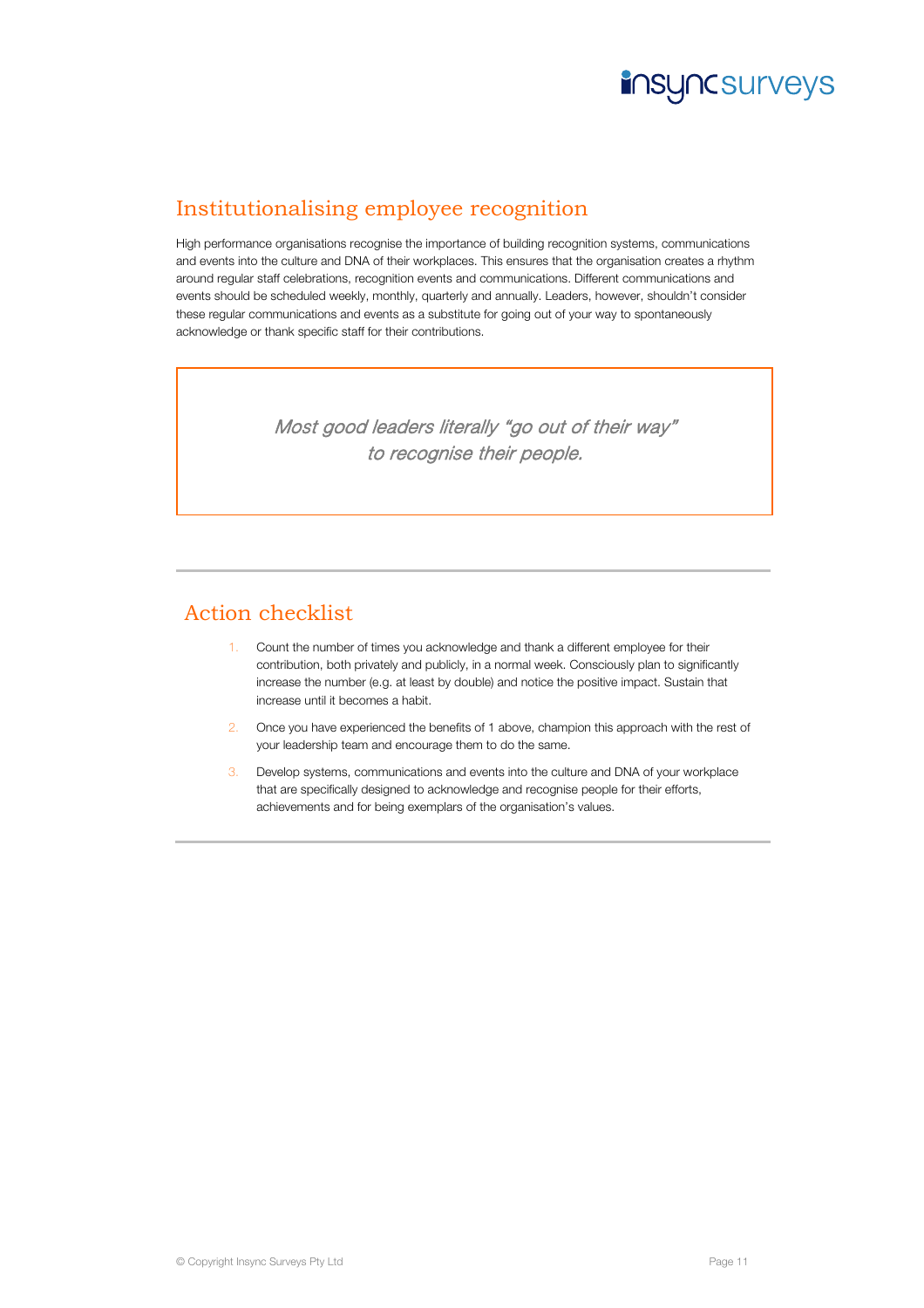## Institutionalising employee recognition

High performance organisations recognise the importance of building recognition systems, communications and events into the culture and DNA of their workplaces. This ensures that the organisation creates a rhythm around regular staff celebrations, recognition events and communications. Different communications and events should be scheduled weekly, monthly, quarterly and annually. Leaders, however, shouldn't consider these regular communications and events as a substitute for going out of your way to spontaneously acknowledge or thank specific staff for their contributions.

> *Most good leaders literally "go out of their way" to recognise their people.*

---

## Action checklist

1. Count the number of times you acknowledge and thank a different employee for their contribution, both privately and publicly, in a normal week. Consciously plan to significantly increase the number (e.g. at least by double) and notice the positive impact. Sustain that increase until it becomes a habit.
2. Once you have experienced the benefits of 1 above, champion this approach with the rest of your leadership team and encourage them to do the same.
3. Develop systems, communications and events into the culture and DNA of your workplace that are specifically designed to acknowledge and recognise people for their efforts, achievements and for being exemplars of the organisation's values.

---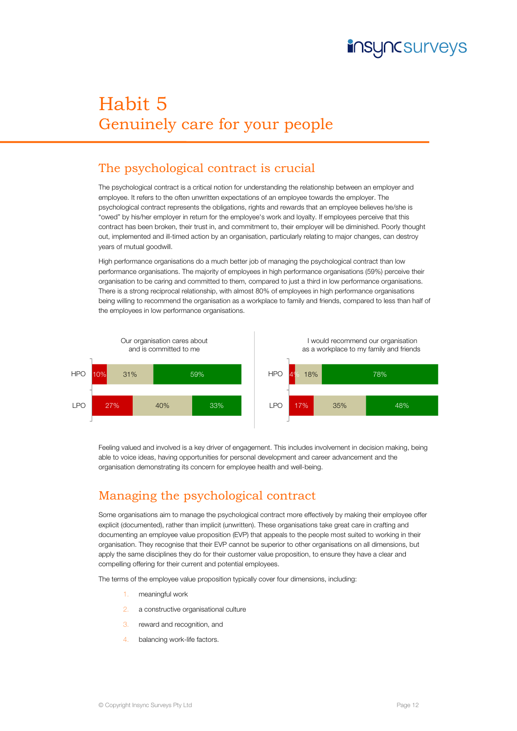// Habit 5

# Habit 5
## Genuinely care for your people

### The psychological contract is crucial

The psychological contract is a critical notion for understanding the relationship between an employer and employee. It refers to the often unwritten expectations of an employee towards the employer. The psychological contract represents the obligations, rights and rewards that an employee believes he/she is "owed" by his/her employer in return for the employee's work and loyalty. If employees perceive that this contract has been broken, their trust in, and commitment to, their employer will be diminished. Poorly thought out, implemented and ill-timed action by an organisation, particularly relating to major changes, can destroy years of mutual goodwill.

High performance organisations do a much better job of managing the psychological contract than low performance organisations. The majority of employees in high performance organisations (59%) perceive their organisation to be caring and committed to them, compared to just a third in low performance organisations. There is a strong reciprocal relationship, with almost 80% of employees in high performance organisations being willing to recommend the organisation as a workplace to family and friends, compared to less than half of the employees in low performance organisations.

Our organisation cares about and is committed to me

| | | | |
|---|---|---|---|
| HPO | 10% | 31% | 59% |
| LPO | 27% | 40% | 33% |

I would recommend our organisation as a workplace to my family and friends

| | | | |
|---|---|---|---|
| HPO | 4% | 18% | 78% |
| LPO | 17% | 35% | 48% |

Feeling valued and involved is a key driver of engagement. This includes involvement in decision making, being able to voice ideas, having opportunities for personal development and career advancement and the organisation demonstrating its concern for employee health and well-being.

### Managing the psychological contract

Some organisations aim to manage the psychological contract more effectively by making their employee offer explicit (documented), rather than implicit (unwritten). These organisations take great care in crafting and documenting an employee value proposition (EVP) that appeals to the people most suited to working in their organisation. They recognise that their EVP cannot be superior to other organisations on all dimensions, but apply the same disciplines they do for their customer value proposition, to ensure they have a clear and compelling offering for their current and potential employees.

The terms of the employee value proposition typically cover four dimensions, including:

1. meaningful work
2. a constructive organisational culture
3. reward and recognition, and
4. balancing work-life factors.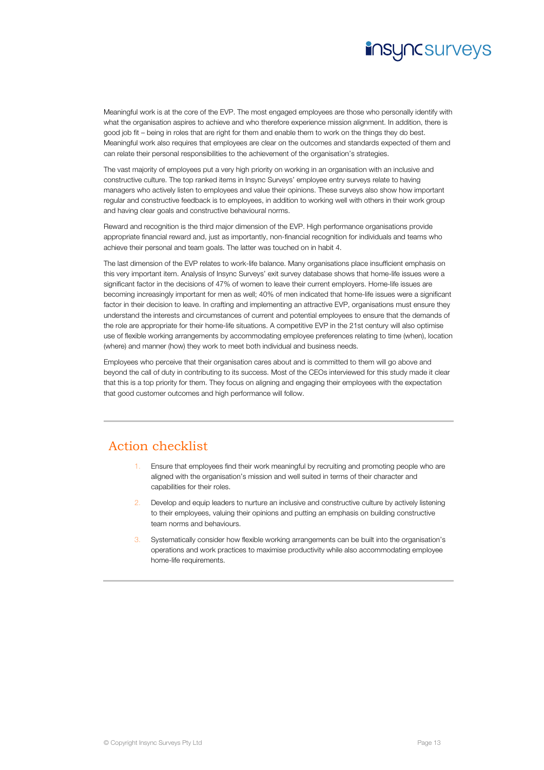Meaningful work is at the core of the EVP. The most engaged employees are those who personally identify with what the organisation aspires to achieve and who therefore experience mission alignment. In addition, there is good job fit – being in roles that are right for them and enable them to work on the things they do best. Meaningful work also requires that employees are clear on the outcomes and standards expected of them and can relate their personal responsibilities to the achievement of the organisation's strategies.

The vast majority of employees put a very high priority on working in an organisation with an inclusive and constructive culture. The top ranked items in Insync Surveys' employee entry surveys relate to having managers who actively listen to employees and value their opinions. These surveys also show how important regular and constructive feedback is to employees, in addition to working well with others in their work group and having clear goals and constructive behavioural norms.

Reward and recognition is the third major dimension of the EVP. High performance organisations provide appropriate financial reward and, just as importantly, non-financial recognition for individuals and teams who achieve their personal and team goals. The latter was touched on in habit 4.

The last dimension of the EVP relates to work-life balance. Many organisations place insufficient emphasis on this very important item. Analysis of Insync Surveys' exit survey database shows that home-life issues were a significant factor in the decisions of 47% of women to leave their current employers. Home-life issues are becoming increasingly important for men as well; 40% of men indicated that home-life issues were a significant factor in their decision to leave. In crafting and implementing an attractive EVP, organisations must ensure they understand the interests and circumstances of current and potential employees to ensure that the demands of the role are appropriate for their home-life situations. A competitive EVP in the 21st century will also optimise use of flexible working arrangements by accommodating employee preferences relating to time (when), location (where) and manner (how) they work to meet both individual and business needs.

Employees who perceive that their organisation cares about and is committed to them will go above and beyond the call of duty in contributing to its success. Most of the CEOs interviewed for this study made it clear that this is a top priority for them. They focus on aligning and engaging their employees with the expectation that good customer outcomes and high performance will follow.

## Action checklist

1. Ensure that employees find their work meaningful by recruiting and promoting people who are aligned with the organisation's mission and well suited in terms of their character and capabilities for their roles.
2. Develop and equip leaders to nurture an inclusive and constructive culture by actively listening to their employees, valuing their opinions and putting an emphasis on building constructive team norms and behaviours.
3. Systematically consider how flexible working arrangements can be built into the organisation's operations and work practices to maximise productivity while also accommodating employee home-life requirements.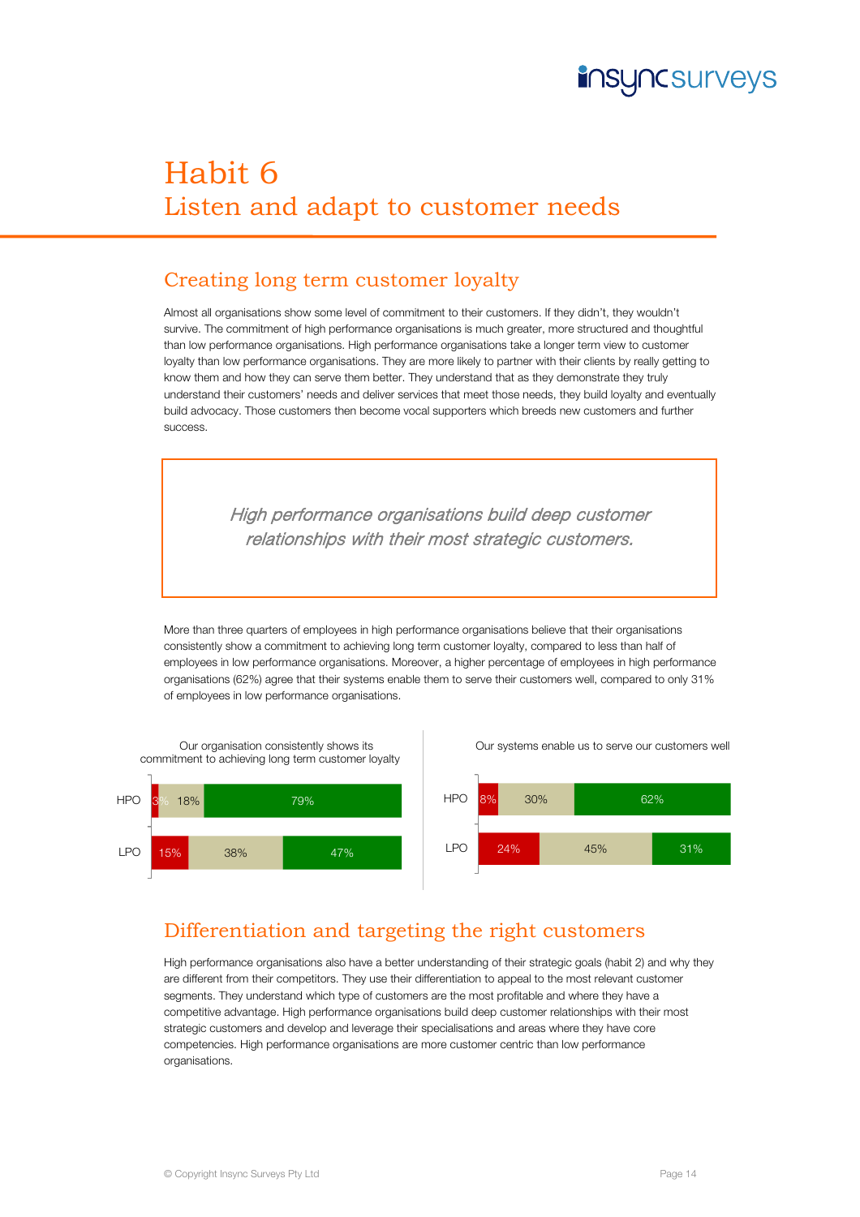# Habit 6

## Listen and adapt to customer needs

### Creating long term customer loyalty

Almost all organisations show some level of commitment to their customers. If they didn't, they wouldn't survive. The commitment of high performance organisations is much greater, more structured and thoughtful than low performance organisations. High performance organisations take a longer term view to customer loyalty than low performance organisations. They are more likely to partner with their clients by really getting to know them and how they can serve them better. They understand that as they demonstrate they truly understand their customers' needs and deliver services that meet those needs, they build loyalty and eventually build advocacy. Those customers then become vocal supporters which breeds new customers and further success.

> *High performance organisations build deep customer relationships with their most strategic customers.*

More than three quarters of employees in high performance organisations believe that their organisations consistently show a commitment to achieving long term customer loyalty, compared to less than half of employees in low performance organisations. Moreover, a higher percentage of employees in high performance organisations (62%) agree that their systems enable them to serve their customers well, compared to only 31% of employees in low performance organisations.

Our organisation consistently shows its commitment to achieving long term customer loyalty

| | | | |
|---|---|---|---|
| HPO | 3% | 18% | 79% |
| LPO | 15% | 38% | 47% |

Our systems enable us to serve our customers well

| | | | |
|---|---|---|---|
| HPO | 8% | 30% | 62% |
| LPO | 24% | 45% | 31% |

### Differentiation and targeting the right customers

High performance organisations also have a better understanding of their strategic goals (habit 2) and why they are different from their competitors. They use their differentiation to appeal to the most relevant customer segments. They understand which type of customers are the most profitable and where they have a competitive advantage. High performance organisations build deep customer relationships with their most strategic customers and develop and leverage their specialisations and areas where they have core competencies. High performance organisations are more customer centric than low performance organisations.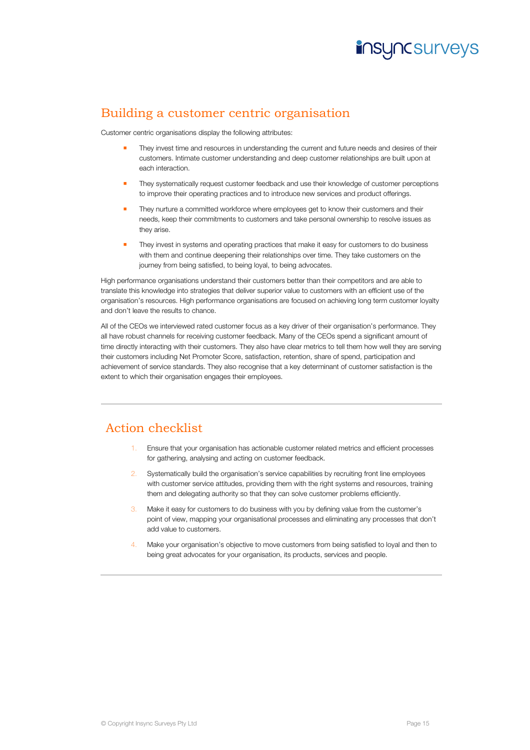## Building a customer centric organisation

Customer centric organisations display the following attributes:

- They invest time and resources in understanding the current and future needs and desires of their customers. Intimate customer understanding and deep customer relationships are built upon at each interaction.
- They systematically request customer feedback and use their knowledge of customer perceptions to improve their operating practices and to introduce new services and product offerings.
- They nurture a committed workforce where employees get to know their customers and their needs, keep their commitments to customers and take personal ownership to resolve issues as they arise.
- They invest in systems and operating practices that make it easy for customers to do business with them and continue deepening their relationships over time. They take customers on the journey from being satisfied, to being loyal, to being advocates.

High performance organisations understand their customers better than their competitors and are able to translate this knowledge into strategies that deliver superior value to customers with an efficient use of the organisation's resources. High performance organisations are focused on achieving long term customer loyalty and don't leave the results to chance.

All of the CEOs we interviewed rated customer focus as a key driver of their organisation's performance. They all have robust channels for receiving customer feedback. Many of the CEOs spend a significant amount of time directly interacting with their customers. They also have clear metrics to tell them how well they are serving their customers including Net Promoter Score, satisfaction, retention, share of spend, participation and achievement of service standards. They also recognise that a key determinant of customer satisfaction is the extent to which their organisation engages their employees.

---

## Action checklist

1. Ensure that your organisation has actionable customer related metrics and efficient processes for gathering, analysing and acting on customer feedback.
2. Systematically build the organisation's service capabilities by recruiting front line employees with customer service attitudes, providing them with the right systems and resources, training them and delegating authority so that they can solve customer problems efficiently.
3. Make it easy for customers to do business with you by defining value from the customer's point of view, mapping your organisational processes and eliminating any processes that don't add value to customers.
4. Make your organisation's objective to move customers from being satisfied to loyal and then to being great advocates for your organisation, its products, services and people.

---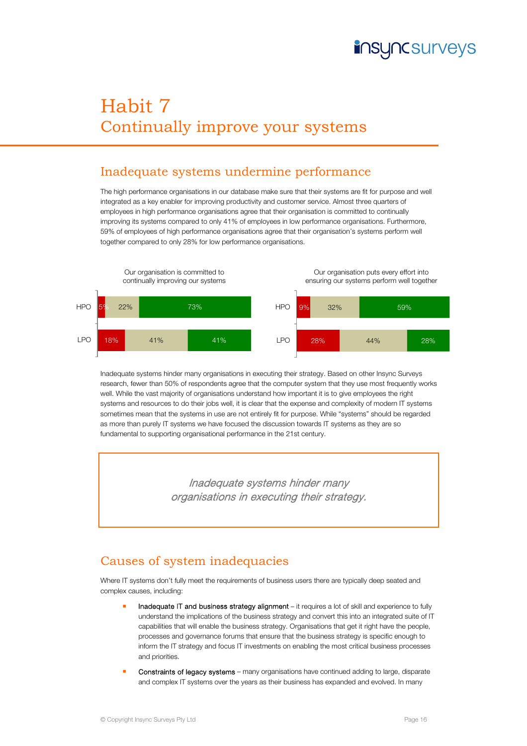# Habit 7
## Continually improve your systems

### Inadequate systems undermine performance

The high performance organisations in our database make sure that their systems are fit for purpose and well integrated as a key enabler for improving productivity and customer service. Almost three quarters of employees in high performance organisations agree that their organisation is committed to continually improving its systems compared to only 41% of employees in low performance organisations. Furthermore, 59% of employees of high performance organisations agree that their organisation's systems perform well together compared to only 28% for low performance organisations.

Our organisation is committed to continually improving our systems

| | | | |
|---|---|---|---|
| HPO | 5% | 22% | 73% |
| LPO | 18% | 41% | 41% |

Our organisation puts every effort into ensuring our systems perform well together

| | | | |
|---|---|---|---|
| HPO | 9% | 32% | 59% |
| LPO | 28% | 44% | 28% |

Inadequate systems hinder many organisations in executing their strategy. Based on other Insync Surveys research, fewer than 50% of respondents agree that the computer system that they use most frequently works well. While the vast majority of organisations understand how important it is to give employees the right systems and resources to do their jobs well, it is clear that the expense and complexity of modern IT systems sometimes mean that the systems in use are not entirely fit for purpose. While "systems" should be regarded as more than purely IT systems we have focused the discussion towards IT systems as they are so fundamental to supporting organisational performance in the 21st century.

> *Inadequate systems hinder many organisations in executing their strategy.*

### Causes of system inadequacies

Where IT systems don't fully meet the requirements of business users there are typically deep seated and complex causes, including:

- Inadequate IT and business strategy alignment – it requires a lot of skill and experience to fully understand the implications of the business strategy and convert this into an integrated suite of IT capabilities that will enable the business strategy. Organisations that get it right have the people, processes and governance forums that ensure that the business strategy is specific enough to inform the IT strategy and focus IT investments on enabling the most critical business processes and priorities.
- Constraints of legacy systems – many organisations have continued adding to large, disparate and complex IT systems over the years as their business has expanded and evolved. In many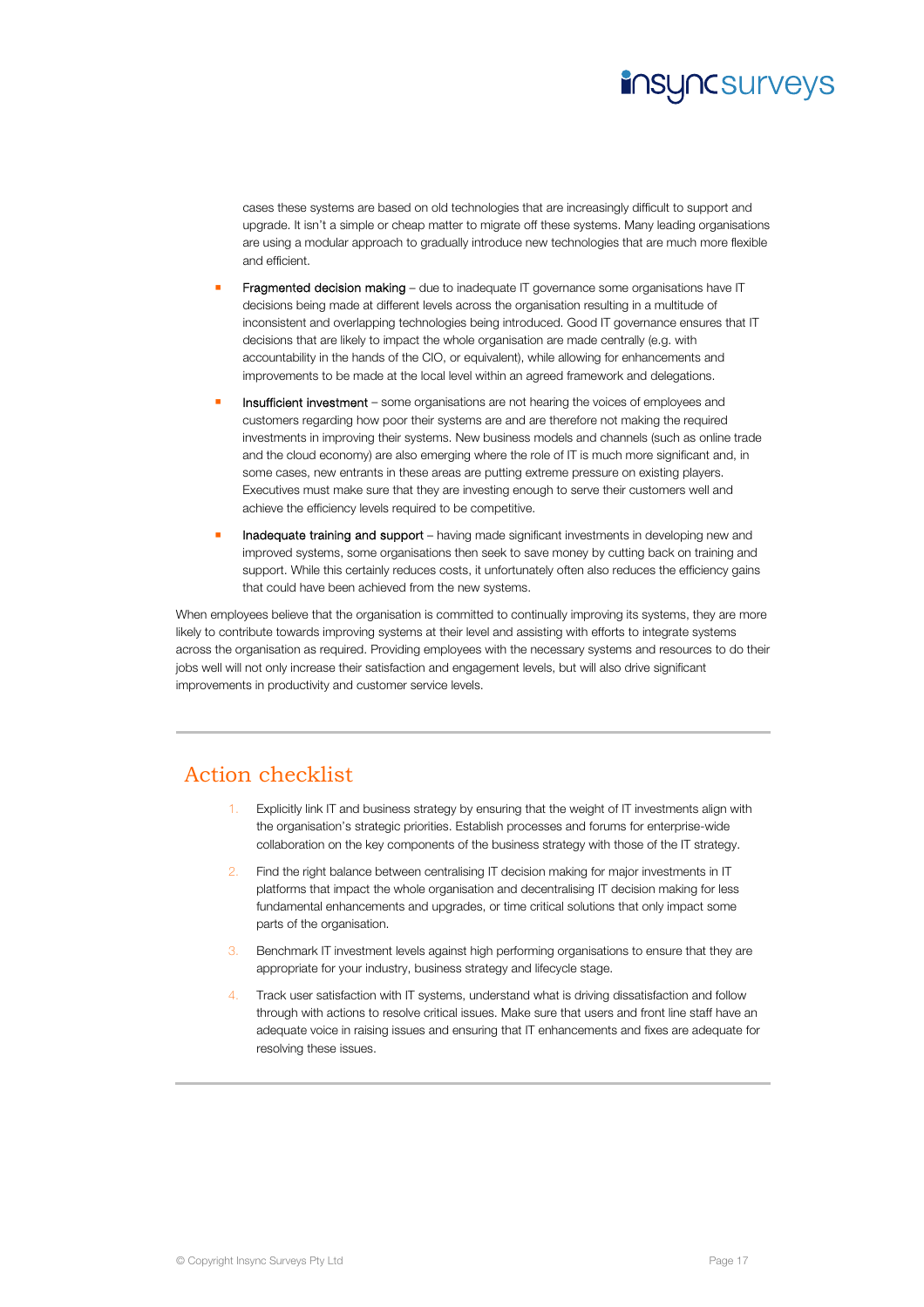cases these systems are based on old technologies that are increasingly difficult to support and upgrade. It isn't a simple or cheap matter to migrate off these systems. Many leading organisations are using a modular approach to gradually introduce new technologies that are much more flexible and efficient.

- Fragmented decision making – due to inadequate IT governance some organisations have IT decisions being made at different levels across the organisation resulting in a multitude of inconsistent and overlapping technologies being introduced. Good IT governance ensures that IT decisions that are likely to impact the whole organisation are made centrally (e.g. with accountability in the hands of the CIO, or equivalent), while allowing for enhancements and improvements to be made at the local level within an agreed framework and delegations.
- Insufficient investment – some organisations are not hearing the voices of employees and customers regarding how poor their systems are and are therefore not making the required investments in improving their systems. New business models and channels (such as online trade and the cloud economy) are also emerging where the role of IT is much more significant and, in some cases, new entrants in these areas are putting extreme pressure on existing players. Executives must make sure that they are investing enough to serve their customers well and achieve the efficiency levels required to be competitive.
- Inadequate training and support – having made significant investments in developing new and improved systems, some organisations then seek to save money by cutting back on training and support. While this certainly reduces costs, it unfortunately often also reduces the efficiency gains that could have been achieved from the new systems.

When employees believe that the organisation is committed to continually improving its systems, they are more likely to contribute towards improving systems at their level and assisting with efforts to integrate systems across the organisation as required. Providing employees with the necessary systems and resources to do their jobs well will not only increase their satisfaction and engagement levels, but will also drive significant improvements in productivity and customer service levels.

## Action checklist

1. Explicitly link IT and business strategy by ensuring that the weight of IT investments align with the organisation's strategic priorities. Establish processes and forums for enterprise-wide collaboration on the key components of the business strategy with those of the IT strategy.
2. Find the right balance between centralising IT decision making for major investments in IT platforms that impact the whole organisation and decentralising IT decision making for less fundamental enhancements and upgrades, or time critical solutions that only impact some parts of the organisation.
3. Benchmark IT investment levels against high performing organisations to ensure that they are appropriate for your industry, business strategy and lifecycle stage.
4. Track user satisfaction with IT systems, understand what is driving dissatisfaction and follow through with actions to resolve critical issues. Make sure that users and front line staff have an adequate voice in raising issues and ensuring that IT enhancements and fixes are adequate for resolving these issues.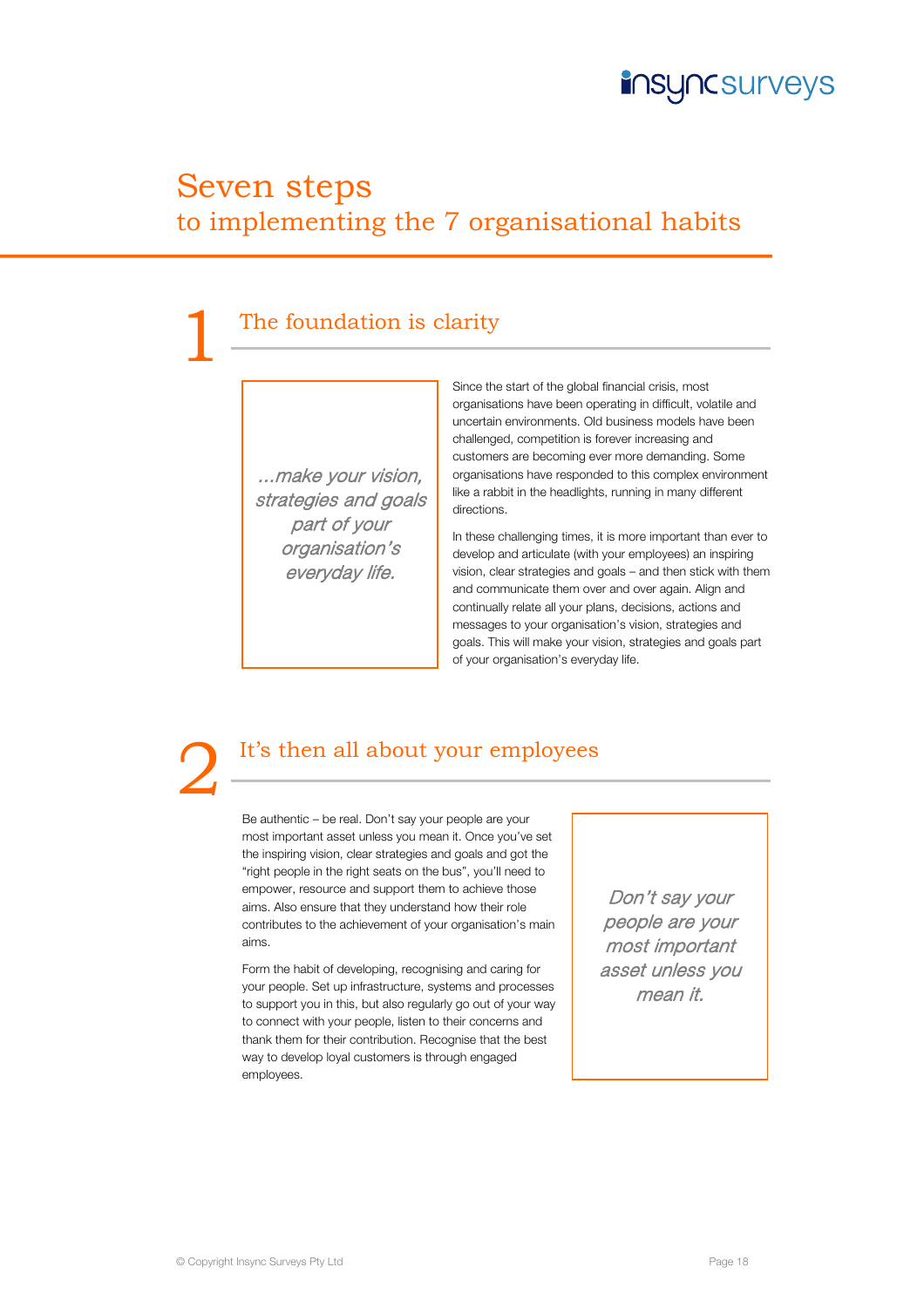# Seven steps
## to implementing the 7 organisational habits

## 1 The foundation is clarity

> *...make your vision, strategies and goals part of your organisation's everyday life.*

Since the start of the global financial crisis, most organisations have been operating in difficult, volatile and uncertain environments. Old business models have been challenged, competition is forever increasing and customers are becoming ever more demanding. Some organisations have responded to this complex environment like a rabbit in the headlights, running in many different directions.

In these challenging times, it is more important than ever to develop and articulate (with your employees) an inspiring vision, clear strategies and goals – and then stick with them and communicate them over and over again. Align and continually relate all your plans, decisions, actions and messages to your organisation's vision, strategies and goals. This will make your vision, strategies and goals part of your organisation's everyday life.

## 2 It's then all about your employees

Be authentic – be real. Don't say your people are your most important asset unless you mean it. Once you've set the inspiring vision, clear strategies and goals and got the "right people in the right seats on the bus", you'll need to empower, resource and support them to achieve those aims. Also ensure that they understand how their role contributes to the achievement of your organisation's main aims.

Form the habit of developing, recognising and caring for your people. Set up infrastructure, systems and processes to support you in this, but also regularly go out of your way to connect with your people, listen to their concerns and thank them for their contribution. Recognise that the best way to develop loyal customers is through engaged employees.

> *Don't say your people are your most important asset unless you mean it.*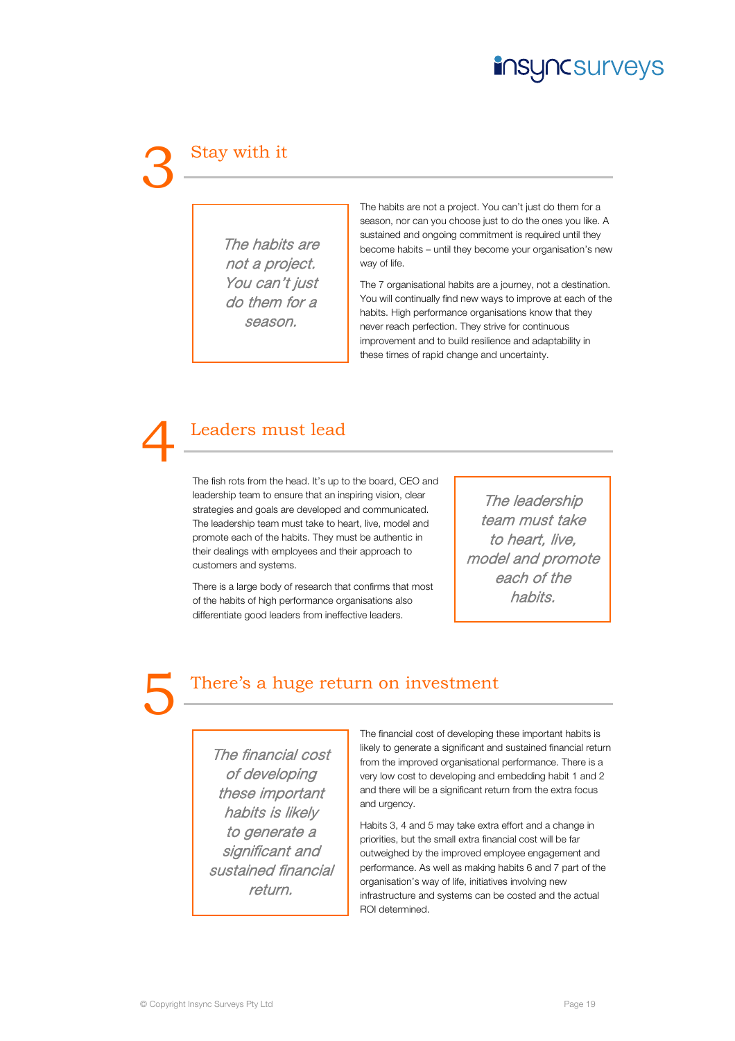## 3 Stay with it

> *The habits are not a project. You can't just do them for a season.*

The habits are not a project. You can't just do them for a season, nor can you choose just to do the ones you like. A sustained and ongoing commitment is required until they become habits – until they become your organisation's new way of life.

The 7 organisational habits are a journey, not a destination. You will continually find new ways to improve at each of the habits. High performance organisations know that they never reach perfection. They strive for continuous improvement and to build resilience and adaptability in these times of rapid change and uncertainty.

## 4 Leaders must lead

The fish rots from the head. It's up to the board, CEO and leadership team to ensure that an inspiring vision, clear strategies and goals are developed and communicated. The leadership team must take to heart, live, model and promote each of the habits. They must be authentic in their dealings with employees and their approach to customers and systems.

There is a large body of research that confirms that most of the habits of high performance organisations also differentiate good leaders from ineffective leaders.

> *The leadership team must take to heart, live, model and promote each of the habits.*

## 5 There's a huge return on investment

> *The financial cost of developing these important habits is likely to generate a significant and sustained financial return.*

The financial cost of developing these important habits is likely to generate a significant and sustained financial return from the improved organisational performance. There is a very low cost to developing and embedding habit 1 and 2 and there will be a significant return from the extra focus and urgency.

Habits 3, 4 and 5 may take extra effort and a change in priorities, but the small extra financial cost will be far outweighed by the improved employee engagement and performance. As well as making habits 6 and 7 part of the organisation's way of life, initiatives involving new infrastructure and systems can be costed and the actual ROI determined.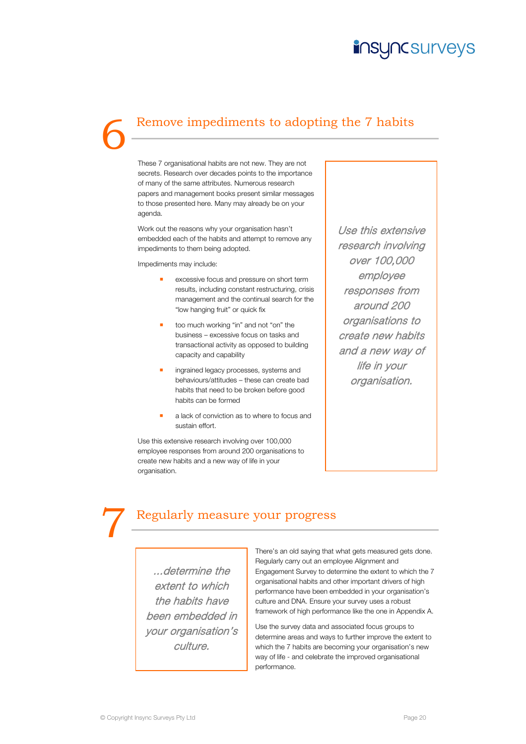## 6 Remove impediments to adopting the 7 habits

These 7 organisational habits are not new. They are not secrets. Research over decades points to the importance of many of the same attributes. Numerous research papers and management books present similar messages to those presented here. Many may already be on your agenda.

Work out the reasons why your organisation hasn't embedded each of the habits and attempt to remove any impediments to them being adopted.

Impediments may include:

- excessive focus and pressure on short term results, including constant restructuring, crisis management and the continual search for the "low hanging fruit" or quick fix
- too much working "in" and not "on" the business – excessive focus on tasks and transactional activity as opposed to building capacity and capability
- ingrained legacy processes, systems and behaviours/attitudes – these can create bad habits that need to be broken before good habits can be formed
- a lack of conviction as to where to focus and sustain effort.

Use this extensive research involving over 100,000 employee responses from around 200 organisations to create new habits and a new way of life in your organisation.

> *Use this extensive research involving over 100,000 employee responses from around 200 organisations to create new habits and a new way of life in your organisation.*

## 7 Regularly measure your progress

> *...determine the extent to which the habits have been embedded in your organisation's culture.*

There's an old saying that what gets measured gets done. Regularly carry out an employee Alignment and Engagement Survey to determine the extent to which the 7 organisational habits and other important drivers of high performance have been embedded in your organisation's culture and DNA. Ensure your survey uses a robust framework of high performance like the one in Appendix A.

Use the survey data and associated focus groups to determine areas and ways to further improve the extent to which the 7 habits are becoming your organisation's new way of life - and celebrate the improved organisational performance.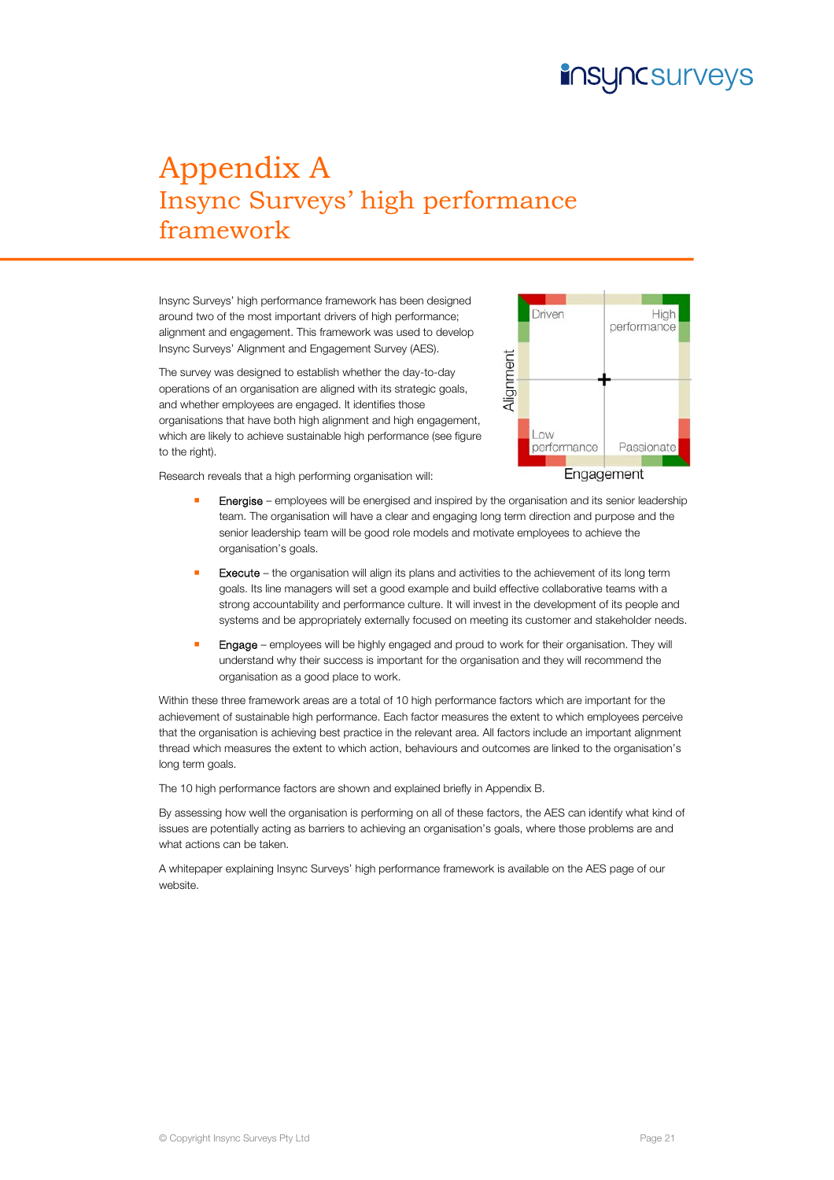# Appendix A
## Insync Surveys' high performance framework

Insync Surveys' high performance framework has been designed around two of the most important drivers of high performance; alignment and engagement. This framework was used to develop Insync Surveys' Alignment and Engagement Survey (AES).

The survey was designed to establish whether the day-to-day operations of an organisation are aligned with its strategic goals, and whether employees are engaged. It identifies those organisations that have both high alignment and high engagement, which are likely to achieve sustainable high performance (see figure to the right).

Driven | High performance | Low performance | Passionate | Alignment | Engagement

Research reveals that a high performing organisation will:

- Energise – employees will be energised and inspired by the organisation and its senior leadership team. The organisation will have a clear and engaging long term direction and purpose and the senior leadership team will be good role models and motivate employees to achieve the organisation's goals.
- Execute – the organisation will align its plans and activities to the achievement of its long term goals. Its line managers will set a good example and build effective collaborative teams with a strong accountability and performance culture. It will invest in the development of its people and systems and be appropriately externally focused on meeting its customer and stakeholder needs.
- Engage – employees will be highly engaged and proud to work for their organisation. They will understand why their success is important for the organisation and they will recommend the organisation as a good place to work.

Within these three framework areas are a total of 10 high performance factors which are important for the achievement of sustainable high performance. Each factor measures the extent to which employees perceive that the organisation is achieving best practice in the relevant area. All factors include an important alignment thread which measures the extent to which action, behaviours and outcomes are linked to the organisation's long term goals.

The 10 high performance factors are shown and explained briefly in Appendix B.

By assessing how well the organisation is performing on all of these factors, the AES can identify what kind of issues are potentially acting as barriers to achieving an organisation's goals, where those problems are and what actions can be taken.

A whitepaper explaining Insync Surveys' high performance framework is available on the AES page of our website.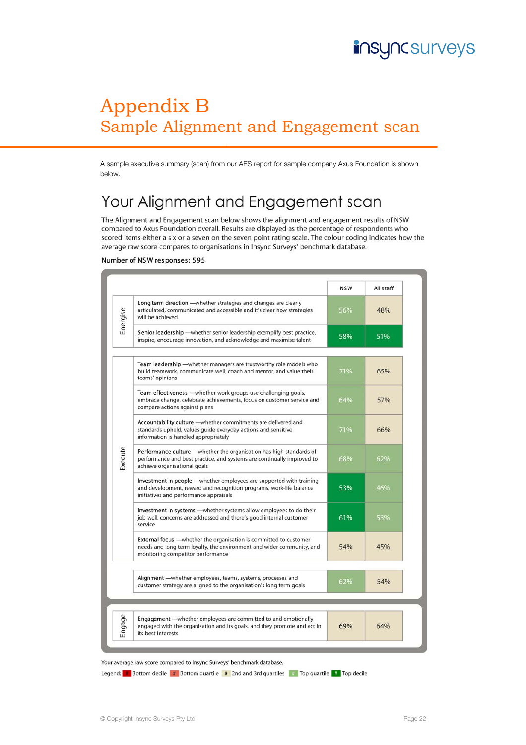# Appendix B

## Sample Alignment and Engagement scan

A sample executive summary (scan) from our AES report for sample company Axus Foundation is shown below.

## Your Alignment and Engagement scan

The Alignment and Engagement scan below shows the alignment and engagement results of NSW compared to Axus Foundation overall. Results are displayed as the percentage of respondents who scored items either a six or a seven on the seven point rating scale. The colour coding indicates how the average raw score compares to organisations in Insync Surveys' benchmark database.

Number of NSW responses: 595

| | | NSW | All staff |
|---|---|---|---|
| Energise | **Long term direction** —whether strategies and changes are clearly articulated, communicated and accessible and it's clear how strategies will be achieved | 56% | 48% |
| | **Senior leadership** —whether senior leadership exemplify best practice, inspire, encourage innovation, and acknowledge and maximise talent | 58% | 51% |
| Execute | **Team leadership** —whether managers are trustworthy role models who build teamwork, communicate well, coach and mentor, and value their teams' opinions | 71% | 65% |
| | **Team effectiveness** —whether work groups use challenging goals, embrace change, celebrate achievements, focus on customer service and compare actions against plans | 64% | 57% |
| | **Accountability culture** —whether commitments are delivered and standards upheld, values guide everyday actions and sensitive information is handled appropriately | 71% | 66% |
| | **Performance culture** —whether the organisation has high standards of performance and best practice, and systems are continually improved to achieve organisational goals | 68% | 62% |
| | **Investment in people** —whether employees are supported with training and development, reward and recognition programs, work-life balance initiatives and performance appraisals | 53% | 46% |
| | **Investment in systems** —whether systems allow employees to do their job well, concerns are addressed and there's good internal customer service | 61% | 53% |
| | **External focus** —whether the organisation is committed to customer needs and long term loyalty, the environment and wider community, and monitoring competitor performance | 54% | 45% |
| | **Alignment** —whether employees, teams, systems, processes and customer strategy are aligned to the organisation's long term goals | 62% | 54% |
| Engage | **Engagement** —whether employees are committed to and emotionally engaged with the organisation and its goals, and they promote and act in its best interests | 69% | 64% |

Your average raw score compared to Insync Surveys' benchmark database.

Legend: # Bottom decile # Bottom quartile # 2nd and 3rd quartiles # Top quartile # Top decile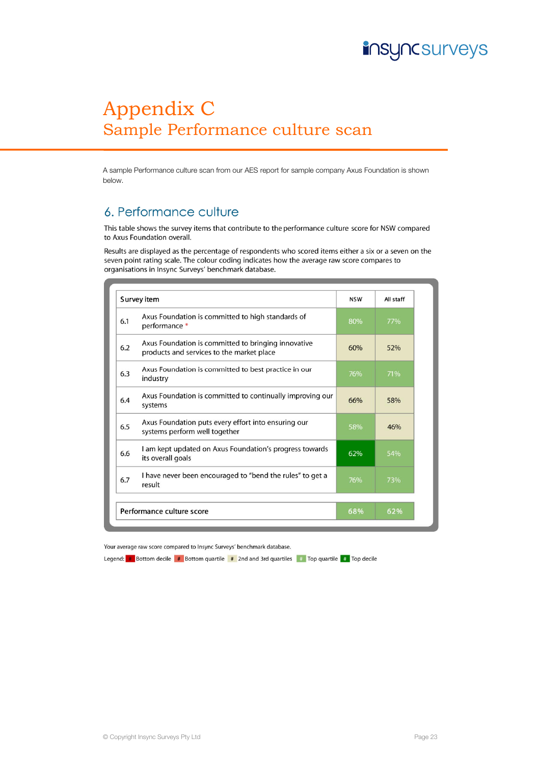# Appendix C
## Sample Performance culture scan

A sample Performance culture scan from our AES report for sample company Axus Foundation is shown below.

## 6. Performance culture

This table shows the survey items that contribute to the performance culture score for NSW compared to Axus Foundation overall.

Results are displayed as the percentage of respondents who scored items either a six or a seven on the seven point rating scale. The colour coding indicates how the average raw score compares to organisations in Insync Surveys' benchmark database.

| | Survey item | NSW | All staff |
|---|---|---|---|
| 6.1 | Axus Foundation is committed to high standards of performance * | 80% | 77% |
| 6.2 | Axus Foundation is committed to bringing innovative products and services to the market place | 60% | 52% |
| 6.3 | Axus Foundation is committed to best practice in our industry | 76% | 71% |
| 6.4 | Axus Foundation is committed to continually improving our systems | 66% | 58% |
| 6.5 | Axus Foundation puts every effort into ensuring our systems perform well together | 58% | 46% |
| 6.6 | I am kept updated on Axus Foundation's progress towards its overall goals | 62% | 54% |
| 6.7 | I have never been encouraged to "bend the rules" to get a result | 76% | 73% |
| | **Performance culture score** | **68%** | **62%** |

Your average raw score compared to Insync Surveys' benchmark database.

Legend: # Bottom decile # Bottom quartile # 2nd and 3rd quartiles # Top quartile # Top decile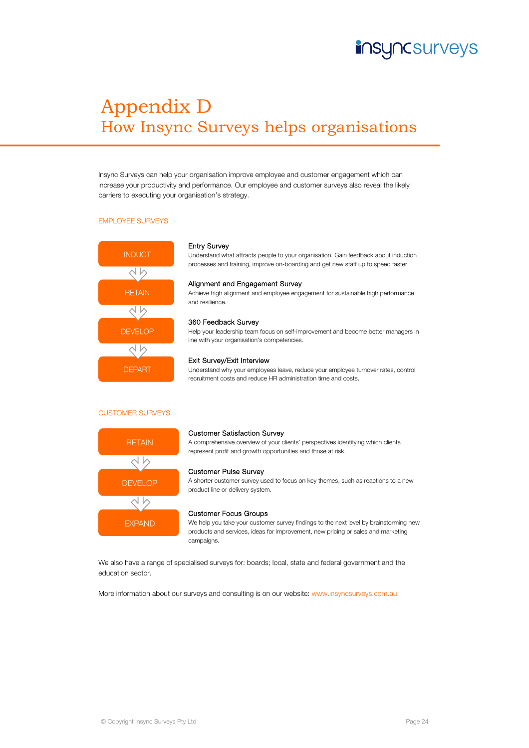# Appendix D
## How Insync Surveys helps organisations

Insync Surveys can help your organisation improve employee and customer engagement which can increase your productivity and performance. Our employee and customer surveys also reveal the likely barriers to executing your organisation's strategy.

### EMPLOYEE SURVEYS

INDUCT → RETAIN → DEVELOP → DEPART

**Entry Survey**
Understand what attracts people to your organisation. Gain feedback about induction processes and training, improve on-boarding and get new staff up to speed faster.

**Alignment and Engagement Survey**
Achieve high alignment and employee engagement for sustainable high performance and resilience.

**360 Feedback Survey**
Help your leadership team focus on self-improvement and become better managers in line with your organisation's competencies.

**Exit Survey/Exit Interview**
Understand why your employees leave, reduce your employee turnover rates, control recruitment costs and reduce HR administration time and costs.

### CUSTOMER SURVEYS

RETAIN → DEVELOP → EXPAND

**Customer Satisfaction Survey**
A comprehensive overview of your clients' perspectives identifying which clients represent profit and growth opportunities and those at risk.

**Customer Pulse Survey**
A shorter customer survey used to focus on key themes, such as reactions to a new product line or delivery system.

**Customer Focus Groups**
We help you take your customer survey findings to the next level by brainstorming new products and services, ideas for improvement, new pricing or sales and marketing campaigns.

We also have a range of specialised surveys for: boards; local, state and federal government and the education sector.

More information about our surveys and consulting is on our website: www.insyncsurveys.com.au.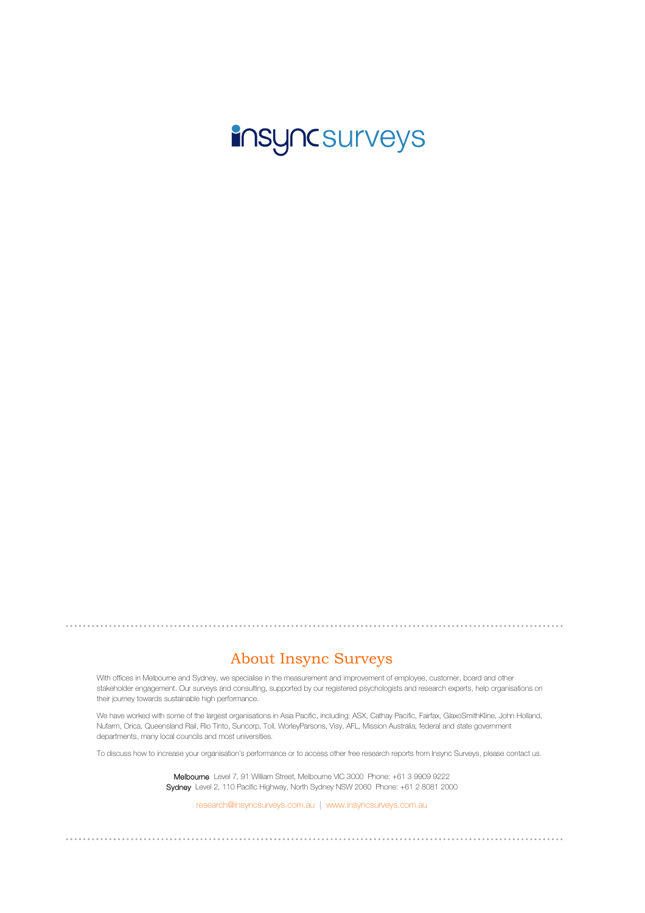insyncsurveys

## About Insync Surveys

With offices in Melbourne and Sydney, we specialise in the measurement and improvement of employee, customer, board and other stakeholder engagement. Our surveys and consulting, supported by our registered psychologists and research experts, help organisations on their journey towards sustainable high performance.

We have worked with some of the largest organisations in Asia Pacific, including: ASX, Cathay Pacific, Fairfax, GlaxoSmithKline, John Holland, Nufarm, Orica, Queensland Rail, Rio Tinto, Suncorp, Toll, WorleyParsons, Visy, AFL, Mission Australia, federal and state government departments, many local councils and most universities.

To discuss how to increase your organisation's performance or to access other free research reports from Insync Surveys, please contact us.

**Melbourne** Level 7, 91 William Street, Melbourne VIC 3000 Phone: +61 3 9909 9222
**Sydney** Level 2, 110 Pacific Highway, North Sydney NSW 2060 Phone: +61 2 8081 2000

research@insyncsurveys.com.au | www.insyncsurveys.com.au